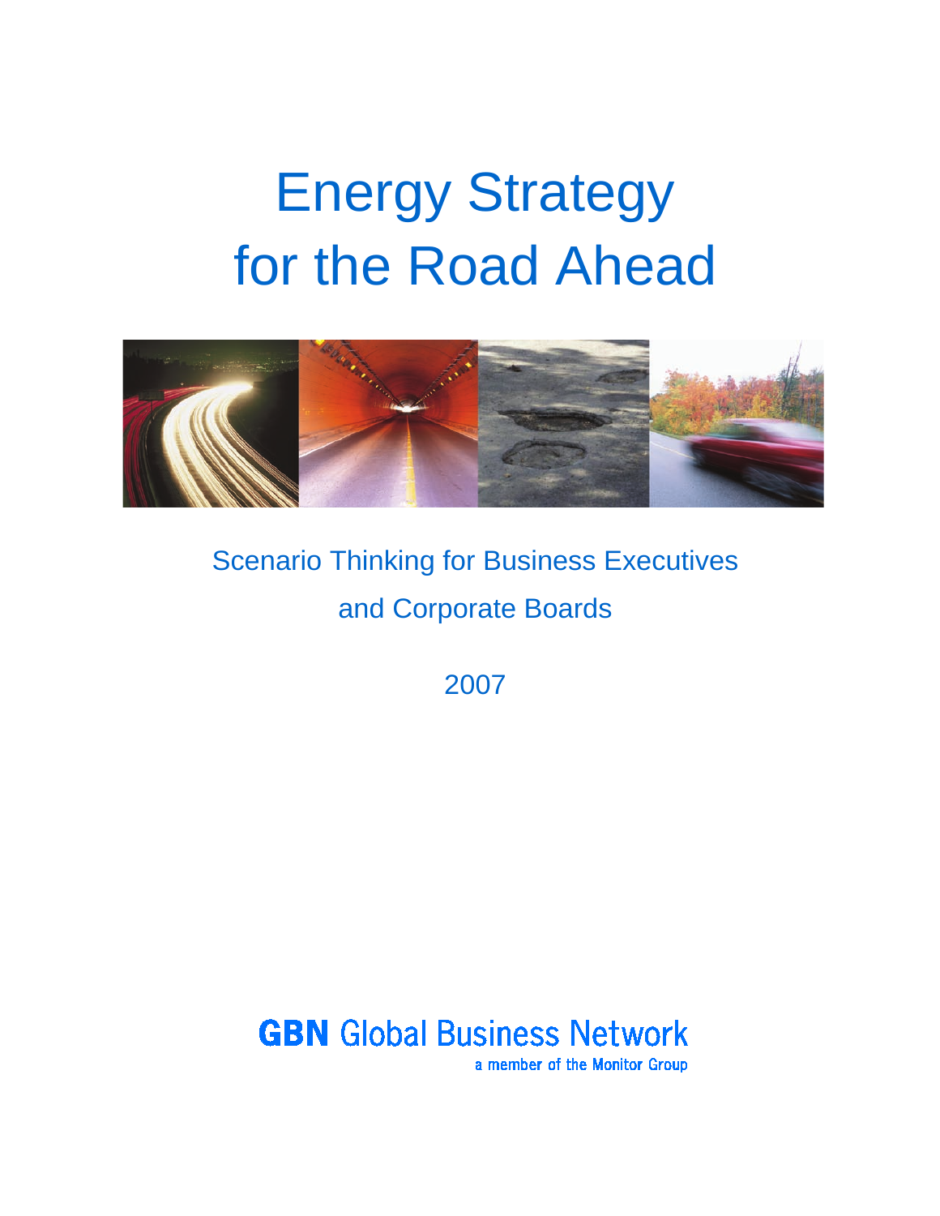# Energy Strategy for the Road Ahead

Scenario Thinking for Business Executives and Corporate Boards

2007

**GBN** Global Business Network

a member of the Monitor Group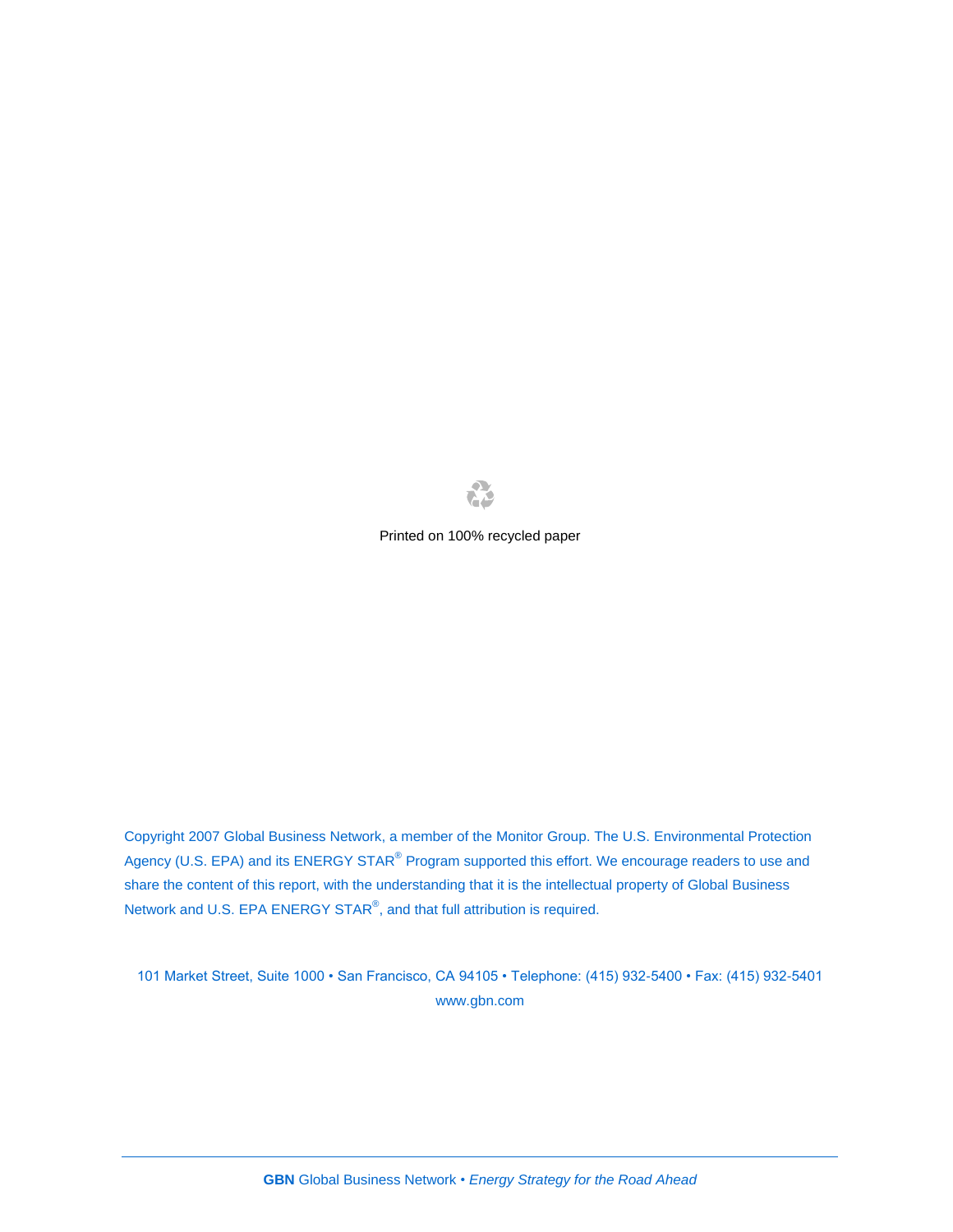Printed on 100% recycled paper

Copyright 2007 Global Business Network, a member of the Monitor Group. The U.S. Environmental Protection Agency (U.S. EPA) and its ENERGY STAR® Program supported this effort. We encourage readers to use and share the content of this report, with the understanding that it is the intellectual property of Global Business Network and U.S. EPA ENERGY STAR®, and that full attribution is required.

101 Market Street, Suite 1000 • San Francisco, CA 94105 • Telephone: (415) 932-5400 • Fax: (415) 932-5401
www.gbn.com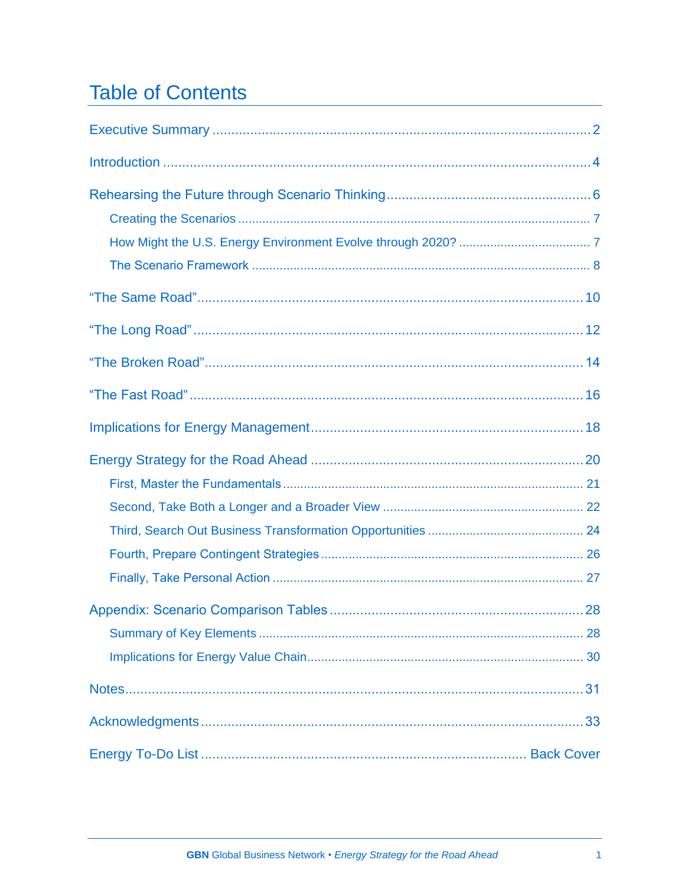# Table of Contents

Executive Summary ........................................................................................... 2

Introduction ........................................................................................................ 4

Rehearsing the Future through Scenario Thinking ........................................ 6

- Creating the Scenarios ........................................................................................ 7
- How Might the U.S. Energy Environment Evolve through 2020? ...................... 7
- The Scenario Framework .................................................................................... 8

"The Same Road" ............................................................................................... 10

"The Long Road" ................................................................................................ 12

"The Broken Road" ............................................................................................ 14

"The Fast Road" .................................................................................................. 16

Implications for Energy Management ............................................................. 18

Energy Strategy for the Road Ahead ............................................................... 20

- First, Master the Fundamentals ......................................................................... 21
- Second, Take Both a Longer and a Broader View ............................................. 22
- Third, Search Out Business Transformation Opportunities ............................... 24
- Fourth, Prepare Contingent Strategies ............................................................... 26
- Finally, Take Personal Action ............................................................................. 27

Appendix: Scenario Comparison Tables ......................................................... 28

- Summary of Key Elements ................................................................................. 28
- Implications for Energy Value Chain .................................................................. 30

Notes ................................................................................................................... 31

Acknowledgments ............................................................................................. 33

Energy To-Do List ...................................................................................... Back Cover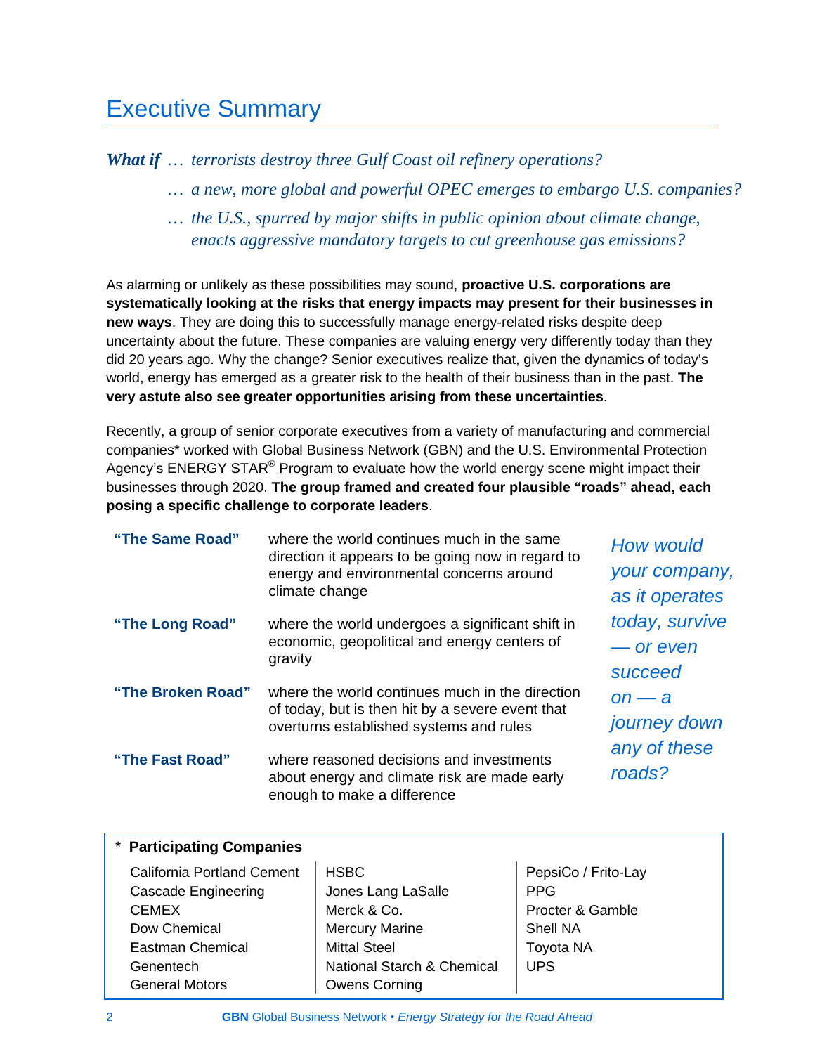# Executive Summary

***What if*** *… terrorists destroy three Gulf Coast oil refinery operations?*

*… a new, more global and powerful OPEC emerges to embargo U.S. companies?*

*… the U.S., spurred by major shifts in public opinion about climate change, enacts aggressive mandatory targets to cut greenhouse gas emissions?*

As alarming or unlikely as these possibilities may sound, **proactive U.S. corporations are systematically looking at the risks that energy impacts may present for their businesses in new ways**. They are doing this to successfully manage energy-related risks despite deep uncertainty about the future. These companies are valuing energy very differently today than they did 20 years ago. Why the change? Senior executives realize that, given the dynamics of today's world, energy has emerged as a greater risk to the health of their business than in the past. **The very astute also see greater opportunities arising from these uncertainties**.

Recently, a group of senior corporate executives from a variety of manufacturing and commercial companies* worked with Global Business Network (GBN) and the U.S. Environmental Protection Agency's ENERGY STAR® Program to evaluate how the world energy scene might impact their businesses through 2020. **The group framed and created four plausible "roads" ahead, each posing a specific challenge to corporate leaders**.

| | |
|---|---|
| **"The Same Road"** | where the world continues much in the same direction it appears to be going now in regard to energy and environmental concerns around climate change |
| **"The Long Road"** | where the world undergoes a significant shift in economic, geopolitical and energy centers of gravity |
| **"The Broken Road"** | where the world continues much in the direction of today, but is then hit by a severe event that overturns established systems and rules |
| **"The Fast Road"** | where reasoned decisions and investments about energy and climate risk are made early enough to make a difference |

*How would your company, as it operates today, survive — or even succeed on — a journey down any of these roads?*

**\* Participating Companies**

| | | |
|---|---|---|
| California Portland Cement | HSBC | PepsiCo / Frito-Lay |
| Cascade Engineering | Jones Lang LaSalle | PPG |
| CEMEX | Merck & Co. | Procter & Gamble |
| Dow Chemical | Mercury Marine | Shell NA |
| Eastman Chemical | Mittal Steel | Toyota NA |
| Genentech | National Starch & Chemical | UPS |
| General Motors | Owens Corning | |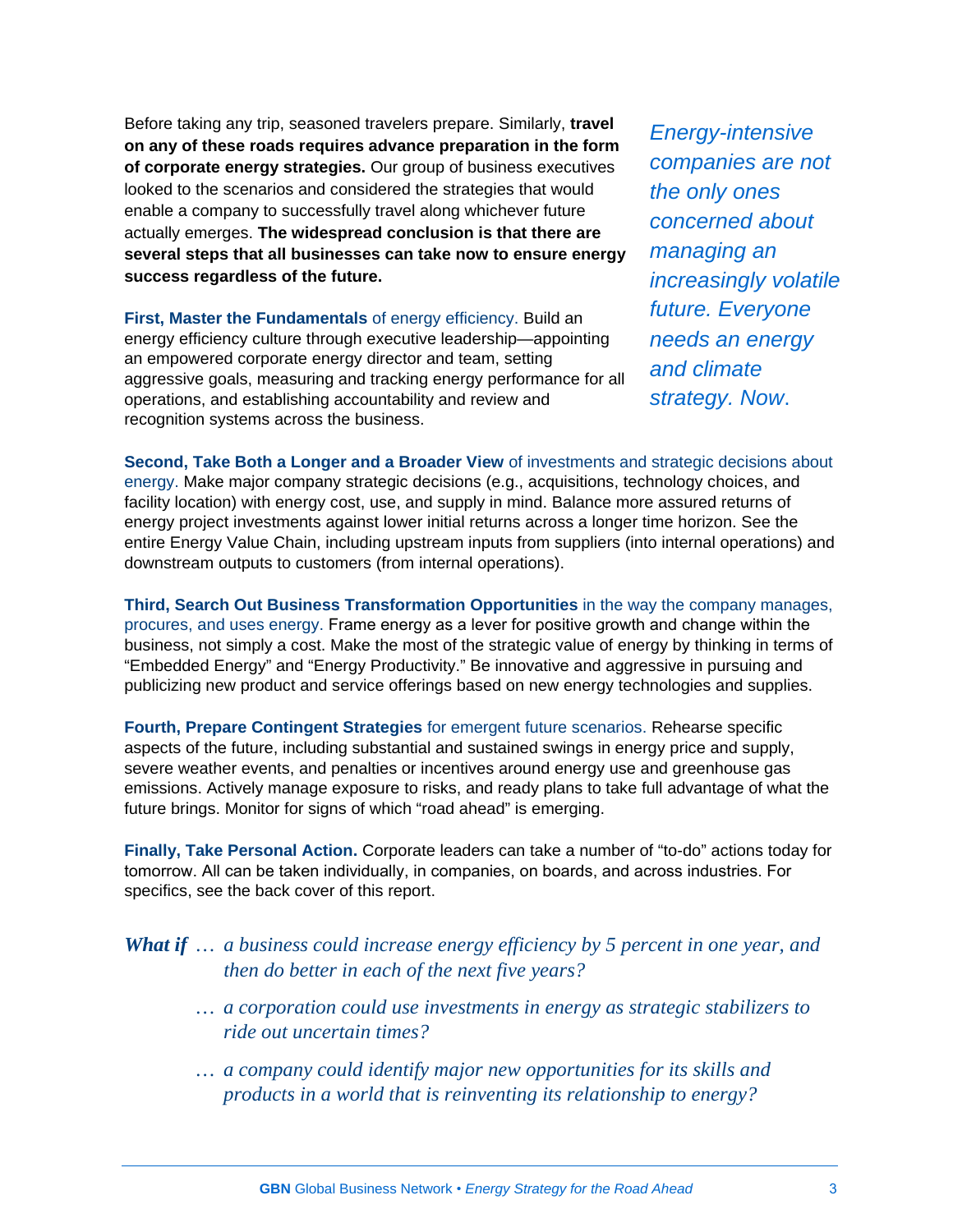Before taking any trip, seasoned travelers prepare. Similarly, **travel on any of these roads requires advance preparation in the form of corporate energy strategies.** Our group of business executives looked to the scenarios and considered the strategies that would enable a company to successfully travel along whichever future actually emerges. **The widespread conclusion is that there are several steps that all businesses can take now to ensure energy success regardless of the future.**

*Energy-intensive companies are not the only ones concerned about managing an increasingly volatile future. Everyone needs an energy and climate strategy. Now.*

**First, Master the Fundamentals** of energy efficiency. Build an energy efficiency culture through executive leadership—appointing an empowered corporate energy director and team, setting aggressive goals, measuring and tracking energy performance for all operations, and establishing accountability and review and recognition systems across the business.

**Second, Take Both a Longer and a Broader View** of investments and strategic decisions about energy. Make major company strategic decisions (e.g., acquisitions, technology choices, and facility location) with energy cost, use, and supply in mind. Balance more assured returns of energy project investments against lower initial returns across a longer time horizon. See the entire Energy Value Chain, including upstream inputs from suppliers (into internal operations) and downstream outputs to customers (from internal operations).

**Third, Search Out Business Transformation Opportunities** in the way the company manages, procures, and uses energy. Frame energy as a lever for positive growth and change within the business, not simply a cost. Make the most of the strategic value of energy by thinking in terms of "Embedded Energy" and "Energy Productivity." Be innovative and aggressive in pursuing and publicizing new product and service offerings based on new energy technologies and supplies.

**Fourth, Prepare Contingent Strategies** for emergent future scenarios. Rehearse specific aspects of the future, including substantial and sustained swings in energy price and supply, severe weather events, and penalties or incentives around energy use and greenhouse gas emissions. Actively manage exposure to risks, and ready plans to take full advantage of what the future brings. Monitor for signs of which "road ahead" is emerging.

**Finally, Take Personal Action.** Corporate leaders can take a number of "to-do" actions today for tomorrow. All can be taken individually, in companies, on boards, and across industries. For specifics, see the back cover of this report.

***What if*** *… a business could increase energy efficiency by 5 percent in one year, and then do better in each of the next five years?*

*… a corporation could use investments in energy as strategic stabilizers to ride out uncertain times?*

*… a company could identify major new opportunities for its skills and products in a world that is reinventing its relationship to energy?*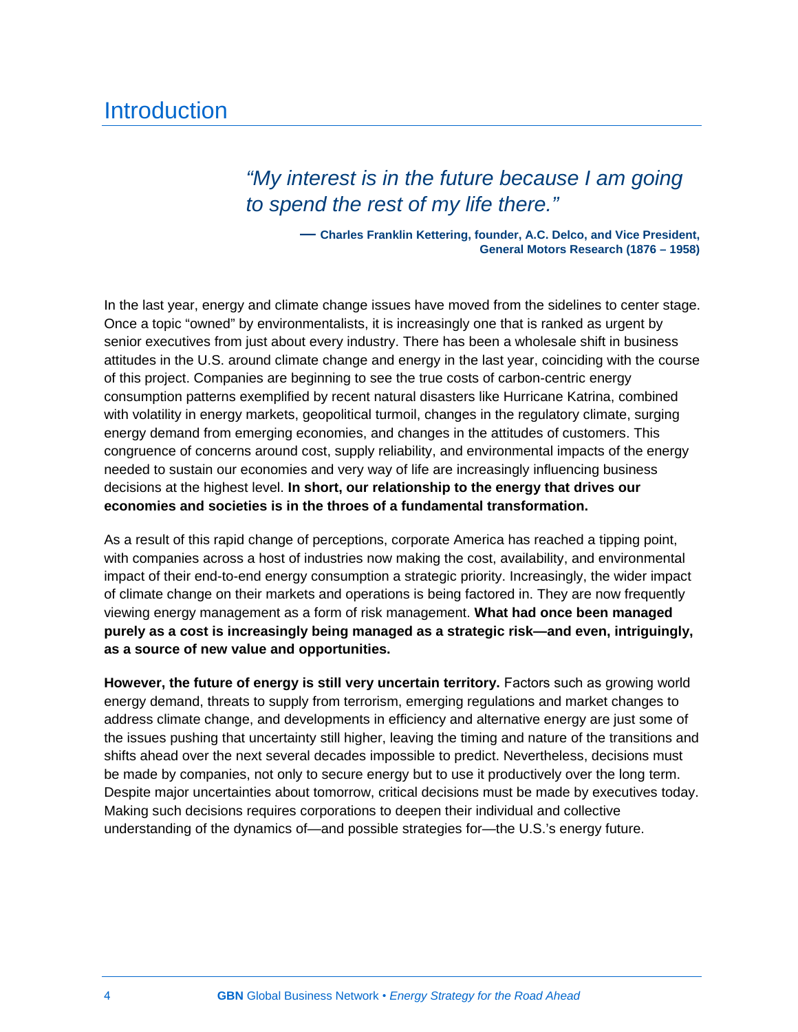# Introduction

> *"My interest is in the future because I am going to spend the rest of my life there."*
>
> **— Charles Franklin Kettering, founder, A.C. Delco, and Vice President, General Motors Research (1876 – 1958)**

In the last year, energy and climate change issues have moved from the sidelines to center stage. Once a topic "owned" by environmentalists, it is increasingly one that is ranked as urgent by senior executives from just about every industry. There has been a wholesale shift in business attitudes in the U.S. around climate change and energy in the last year, coinciding with the course of this project. Companies are beginning to see the true costs of carbon-centric energy consumption patterns exemplified by recent natural disasters like Hurricane Katrina, combined with volatility in energy markets, geopolitical turmoil, changes in the regulatory climate, surging energy demand from emerging economies, and changes in the attitudes of customers. This congruence of concerns around cost, supply reliability, and environmental impacts of the energy needed to sustain our economies and very way of life are increasingly influencing business decisions at the highest level. **In short, our relationship to the energy that drives our economies and societies is in the throes of a fundamental transformation.**

As a result of this rapid change of perceptions, corporate America has reached a tipping point, with companies across a host of industries now making the cost, availability, and environmental impact of their end-to-end energy consumption a strategic priority. Increasingly, the wider impact of climate change on their markets and operations is being factored in. They are now frequently viewing energy management as a form of risk management. **What had once been managed purely as a cost is increasingly being managed as a strategic risk—and even, intriguingly, as a source of new value and opportunities.**

**However, the future of energy is still very uncertain territory.** Factors such as growing world energy demand, threats to supply from terrorism, emerging regulations and market changes to address climate change, and developments in efficiency and alternative energy are just some of the issues pushing that uncertainty still higher, leaving the timing and nature of the transitions and shifts ahead over the next several decades impossible to predict. Nevertheless, decisions must be made by companies, not only to secure energy but to use it productively over the long term. Despite major uncertainties about tomorrow, critical decisions must be made by executives today. Making such decisions requires corporations to deepen their individual and collective understanding of the dynamics of—and possible strategies for—the U.S.'s energy future.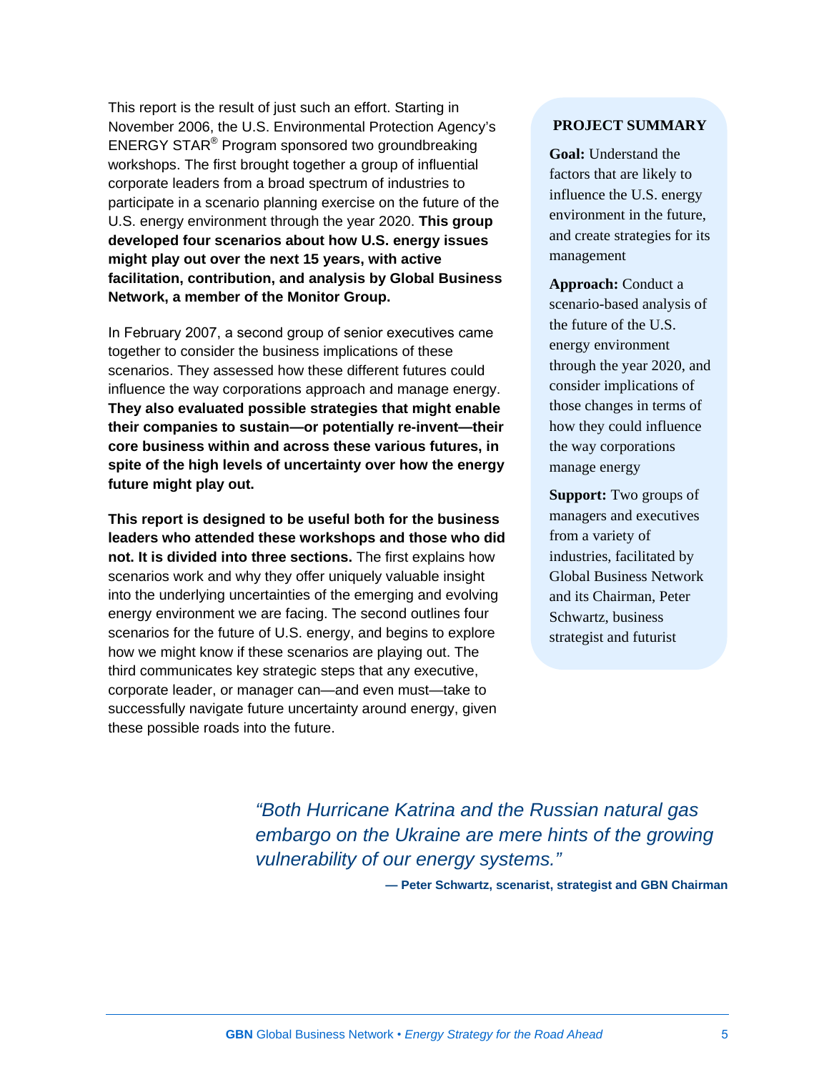This report is the result of just such an effort. Starting in November 2006, the U.S. Environmental Protection Agency's ENERGY STAR® Program sponsored two groundbreaking workshops. The first brought together a group of influential corporate leaders from a broad spectrum of industries to participate in a scenario planning exercise on the future of the U.S. energy environment through the year 2020. **This group developed four scenarios about how U.S. energy issues might play out over the next 15 years, with active facilitation, contribution, and analysis by Global Business Network, a member of the Monitor Group.**

In February 2007, a second group of senior executives came together to consider the business implications of these scenarios. They assessed how these different futures could influence the way corporations approach and manage energy. **They also evaluated possible strategies that might enable their companies to sustain—or potentially re-invent—their core business within and across these various futures, in spite of the high levels of uncertainty over how the energy future might play out.**

**This report is designed to be useful both for the business leaders who attended these workshops and those who did not. It is divided into three sections.** The first explains how scenarios work and why they offer uniquely valuable insight into the underlying uncertainties of the emerging and evolving energy environment we are facing. The second outlines four scenarios for the future of U.S. energy, and begins to explore how we might know if these scenarios are playing out. The third communicates key strategic steps that any executive, corporate leader, or manager can—and even must—take to successfully navigate future uncertainty around energy, given these possible roads into the future.

### PROJECT SUMMARY

**Goal:** Understand the factors that are likely to influence the U.S. energy environment in the future, and create strategies for its management

**Approach:** Conduct a scenario-based analysis of the future of the U.S. energy environment through the year 2020, and consider implications of those changes in terms of how they could influence the way corporations manage energy

**Support:** Two groups of managers and executives from a variety of industries, facilitated by Global Business Network and its Chairman, Peter Schwartz, business strategist and futurist

*"Both Hurricane Katrina and the Russian natural gas embargo on the Ukraine are mere hints of the growing vulnerability of our energy systems."*

**— Peter Schwartz, scenarist, strategist and GBN Chairman**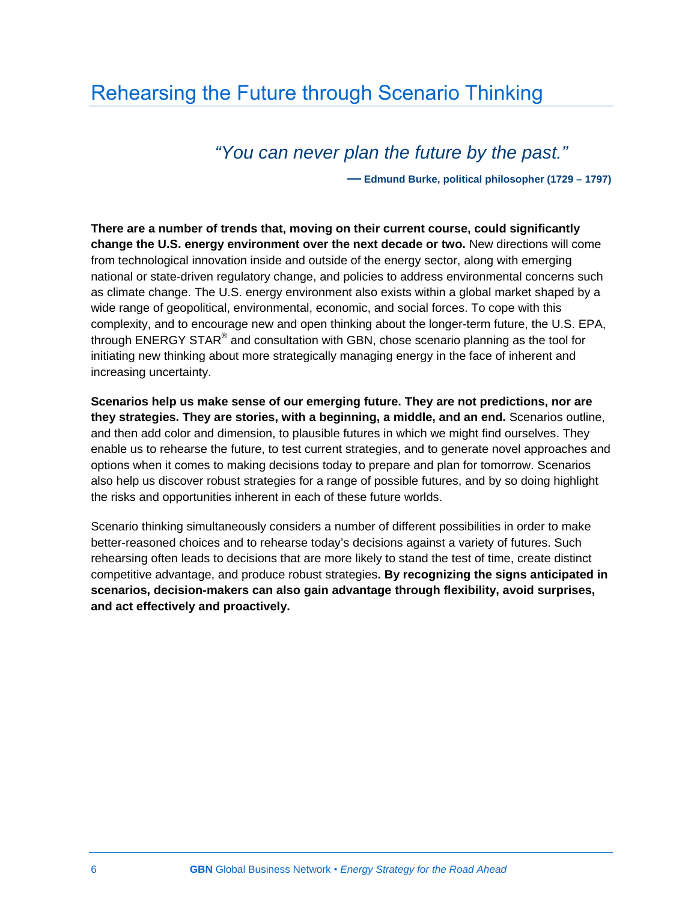# Rehearsing the Future through Scenario Thinking

> *"You can never plan the future by the past."*
>
> **— Edmund Burke, political philosopher (1729 – 1797)**

**There are a number of trends that, moving on their current course, could significantly change the U.S. energy environment over the next decade or two.** New directions will come from technological innovation inside and outside of the energy sector, along with emerging national or state-driven regulatory change, and policies to address environmental concerns such as climate change. The U.S. energy environment also exists within a global market shaped by a wide range of geopolitical, environmental, economic, and social forces. To cope with this complexity, and to encourage new and open thinking about the longer-term future, the U.S. EPA, through ENERGY STAR® and consultation with GBN, chose scenario planning as the tool for initiating new thinking about more strategically managing energy in the face of inherent and increasing uncertainty.

**Scenarios help us make sense of our emerging future. They are not predictions, nor are they strategies. They are stories, with a beginning, a middle, and an end.** Scenarios outline, and then add color and dimension, to plausible futures in which we might find ourselves. They enable us to rehearse the future, to test current strategies, and to generate novel approaches and options when it comes to making decisions today to prepare and plan for tomorrow. Scenarios also help us discover robust strategies for a range of possible futures, and by so doing highlight the risks and opportunities inherent in each of these future worlds.

Scenario thinking simultaneously considers a number of different possibilities in order to make better-reasoned choices and to rehearse today's decisions against a variety of futures. Such rehearsing often leads to decisions that are more likely to stand the test of time, create distinct competitive advantage, and produce robust strategies**. By recognizing the signs anticipated in scenarios, decision-makers can also gain advantage through flexibility, avoid surprises, and act effectively and proactively.**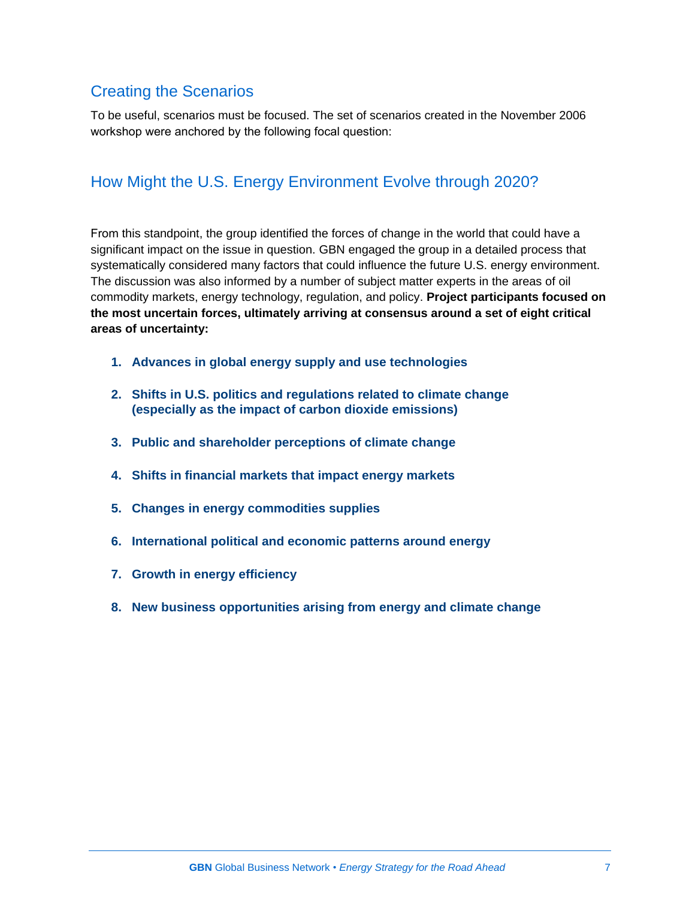## Creating the Scenarios

To be useful, scenarios must be focused. The set of scenarios created in the November 2006 workshop were anchored by the following focal question:

## How Might the U.S. Energy Environment Evolve through 2020?

From this standpoint, the group identified the forces of change in the world that could have a significant impact on the issue in question. GBN engaged the group in a detailed process that systematically considered many factors that could influence the future U.S. energy environment. The discussion was also informed by a number of subject matter experts in the areas of oil commodity markets, energy technology, regulation, and policy. **Project participants focused on the most uncertain forces, ultimately arriving at consensus around a set of eight critical areas of uncertainty:**

1. **Advances in global energy supply and use technologies**
2. **Shifts in U.S. politics and regulations related to climate change (especially as the impact of carbon dioxide emissions)**
3. **Public and shareholder perceptions of climate change**
4. **Shifts in financial markets that impact energy markets**
5. **Changes in energy commodities supplies**
6. **International political and economic patterns around energy**
7. **Growth in energy efficiency**
8. **New business opportunities arising from energy and climate change**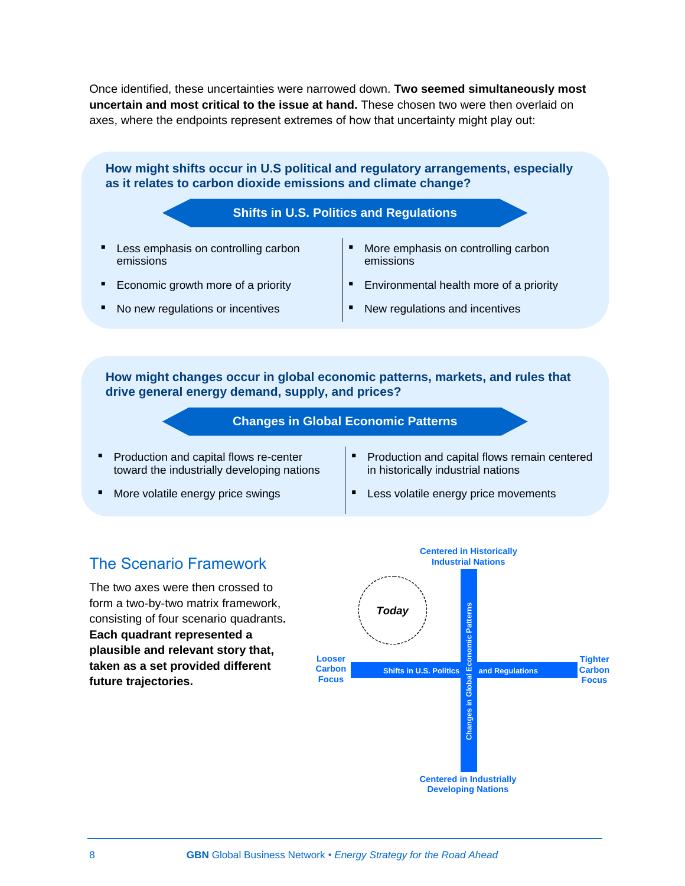Once identified, these uncertainties were narrowed down. **Two seemed simultaneously most uncertain and most critical to the issue at hand.** These chosen two were then overlaid on axes, where the endpoints represent extremes of how that uncertainty might play out:

**How might shifts occur in U.S political and regulatory arrangements, especially as it relates to carbon dioxide emissions and climate change?**

**Shifts in U.S. Politics and Regulations**

| | |
|---|---|
| ▪ Less emphasis on controlling carbon emissions | ▪ More emphasis on controlling carbon emissions |
| ▪ Economic growth more of a priority | ▪ Environmental health more of a priority |
| ▪ No new regulations or incentives | ▪ New regulations and incentives |

**How might changes occur in global economic patterns, markets, and rules that drive general energy demand, supply, and prices?**

**Changes in Global Economic Patterns**

| | |
|---|---|
| ▪ Production and capital flows re-center toward the industrially developing nations | ▪ Production and capital flows remain centered in historically industrial nations |
| ▪ More volatile energy price swings | ▪ Less volatile energy price movements |

## The Scenario Framework

The two axes were then crossed to form a two-by-two matrix framework, consisting of four scenario quadrants. **Each quadrant represented a plausible and relevant story that, taken as a set provided different future trajectories.**

Centered in Historically Industrial Nations

Today

Looser Carbon Focus — Shifts in U.S. Politics and Regulations — Tighter Carbon Focus

Changes in Global Economic Patterns

Centered in Industrially Developing Nations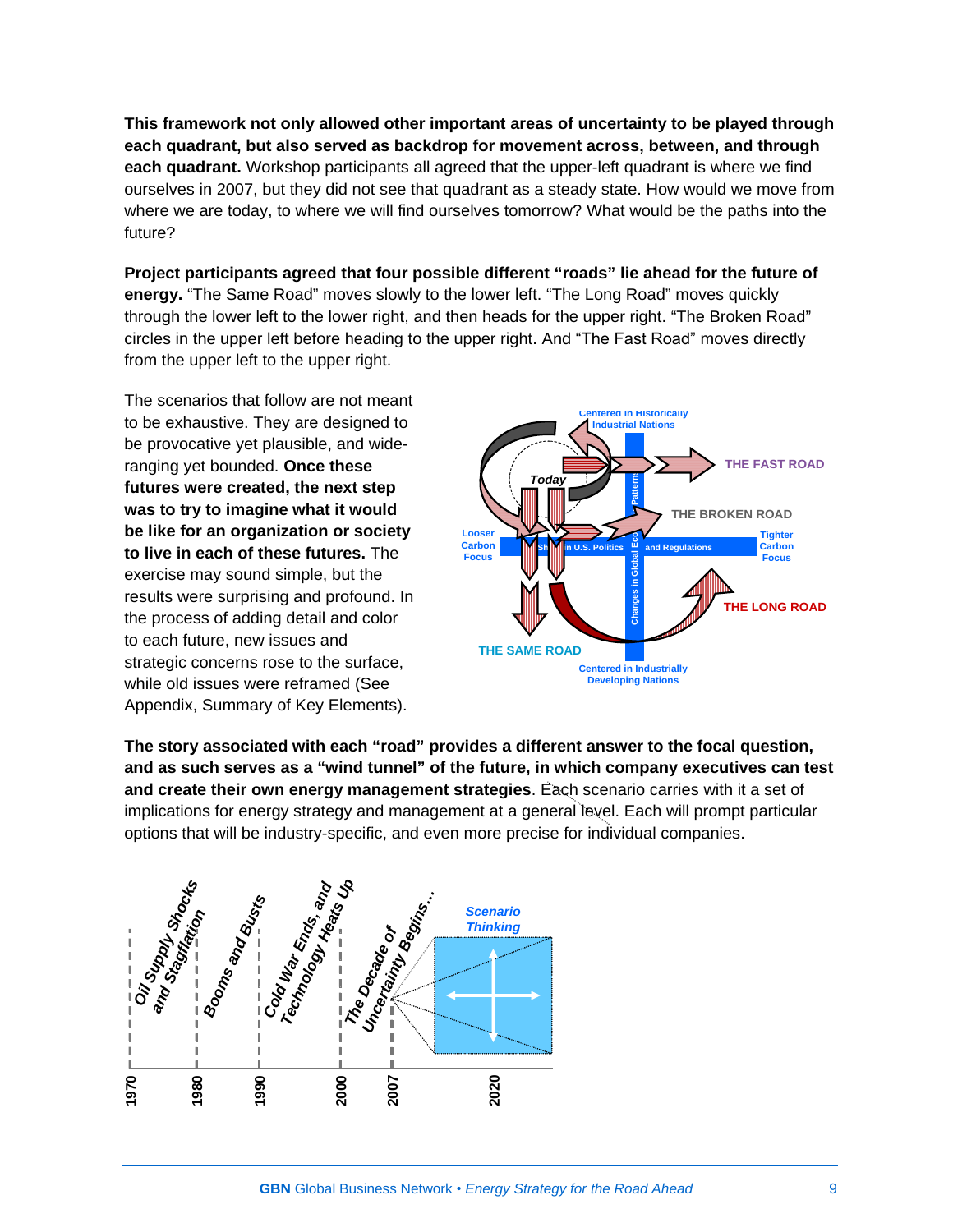**This framework not only allowed other important areas of uncertainty to be played through each quadrant, but also served as backdrop for movement across, between, and through each quadrant.** Workshop participants all agreed that the upper-left quadrant is where we find ourselves in 2007, but they did not see that quadrant as a steady state. How would we move from where we are today, to where we will find ourselves tomorrow? What would be the paths into the future?

**Project participants agreed that four possible different "roads" lie ahead for the future of energy.** "The Same Road" moves slowly to the lower left. "The Long Road" moves quickly through the lower left to the lower right, and then heads for the upper right. "The Broken Road" circles in the upper left before heading to the upper right. And "The Fast Road" moves directly from the upper left to the upper right.

The scenarios that follow are not meant to be exhaustive. They are designed to be provocative yet plausible, and wide-ranging yet bounded. **Once these futures were created, the next step was to try to imagine what it would be like for an organization or society to live in each of these futures.** The exercise may sound simple, but the results were surprising and profound. In the process of adding detail and color to each future, new issues and strategic concerns rose to the surface, while old issues were reframed (See Appendix, Summary of Key Elements).

**The story associated with each "road" provides a different answer to the focal question, and as such serves as a "wind tunnel" of the future, in which company executives can test and create their own energy management strategies**. Each scenario carries with it a set of implications for energy strategy and management at a general level. Each will prompt particular options that will be industry-specific, and even more precise for individual companies.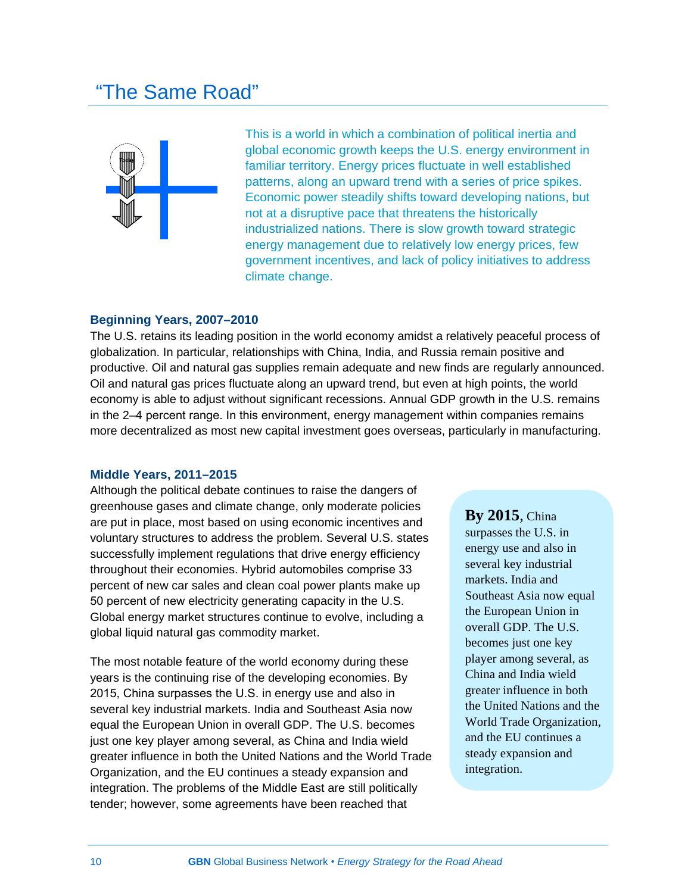# "The Same Road"

This is a world in which a combination of political inertia and global economic growth keeps the U.S. energy environment in familiar territory. Energy prices fluctuate in well established patterns, along an upward trend with a series of price spikes. Economic power steadily shifts toward developing nations, but not at a disruptive pace that threatens the historically industrialized nations. There is slow growth toward strategic energy management due to relatively low energy prices, few government incentives, and lack of policy initiatives to address climate change.

### Beginning Years, 2007–2010

The U.S. retains its leading position in the world economy amidst a relatively peaceful process of globalization. In particular, relationships with China, India, and Russia remain positive and productive. Oil and natural gas supplies remain adequate and new finds are regularly announced. Oil and natural gas prices fluctuate along an upward trend, but even at high points, the world economy is able to adjust without significant recessions. Annual GDP growth in the U.S. remains in the 2–4 percent range. In this environment, energy management within companies remains more decentralized as most new capital investment goes overseas, particularly in manufacturing.

### Middle Years, 2011–2015

Although the political debate continues to raise the dangers of greenhouse gases and climate change, only moderate policies are put in place, most based on using economic incentives and voluntary structures to address the problem. Several U.S. states successfully implement regulations that drive energy efficiency throughout their economies. Hybrid automobiles comprise 33 percent of new car sales and clean coal power plants make up 50 percent of new electricity generating capacity in the U.S. Global energy market structures continue to evolve, including a global liquid natural gas commodity market.

The most notable feature of the world economy during these years is the continuing rise of the developing economies. By 2015, China surpasses the U.S. in energy use and also in several key industrial markets. India and Southeast Asia now equal the European Union in overall GDP. The U.S. becomes just one key player among several, as China and India wield greater influence in both the United Nations and the World Trade Organization, and the EU continues a steady expansion and integration. The problems of the Middle East are still politically tender; however, some agreements have been reached that

> **By 2015**, China surpasses the U.S. in energy use and also in several key industrial markets. India and Southeast Asia now equal the European Union in overall GDP. The U.S. becomes just one key player among several, as China and India wield greater influence in both the United Nations and the World Trade Organization, and the EU continues a steady expansion and integration.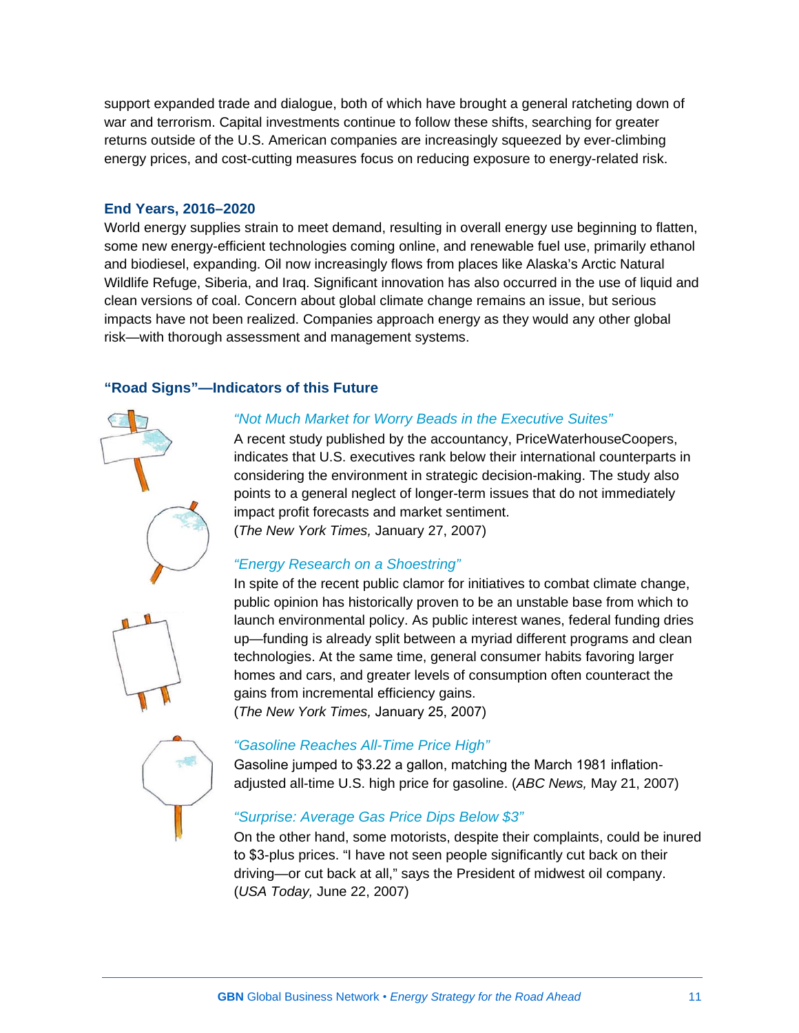support expanded trade and dialogue, both of which have brought a general ratcheting down of war and terrorism. Capital investments continue to follow these shifts, searching for greater returns outside of the U.S. American companies are increasingly squeezed by ever-climbing energy prices, and cost-cutting measures focus on reducing exposure to energy-related risk.

### End Years, 2016–2020

World energy supplies strain to meet demand, resulting in overall energy use beginning to flatten, some new energy-efficient technologies coming online, and renewable fuel use, primarily ethanol and biodiesel, expanding. Oil now increasingly flows from places like Alaska's Arctic Natural Wildlife Refuge, Siberia, and Iraq. Significant innovation has also occurred in the use of liquid and clean versions of coal. Concern about global climate change remains an issue, but serious impacts have not been realized. Companies approach energy as they would any other global risk—with thorough assessment and management systems.

### "Road Signs"—Indicators of this Future

*"Not Much Market for Worry Beads in the Executive Suites"*

A recent study published by the accountancy, PriceWaterhouseCoopers, indicates that U.S. executives rank below their international counterparts in considering the environment in strategic decision-making. The study also points to a general neglect of longer-term issues that do not immediately impact profit forecasts and market sentiment.
(*The New York Times,* January 27, 2007)

*"Energy Research on a Shoestring"*

In spite of the recent public clamor for initiatives to combat climate change, public opinion has historically proven to be an unstable base from which to launch environmental policy. As public interest wanes, federal funding dries up—funding is already split between a myriad different programs and clean technologies. At the same time, general consumer habits favoring larger homes and cars, and greater levels of consumption often counteract the gains from incremental efficiency gains.
(*The New York Times,* January 25, 2007)

*"Gasoline Reaches All-Time Price High"*

Gasoline jumped to $3.22 a gallon, matching the March 1981 inflation-adjusted all-time U.S. high price for gasoline. (*ABC News,* May 21, 2007)

*"Surprise: Average Gas Price Dips Below $3"*

On the other hand, some motorists, despite their complaints, could be inured to $3-plus prices. "I have not seen people significantly cut back on their driving—or cut back at all," says the President of midwest oil company.
(*USA Today,* June 22, 2007)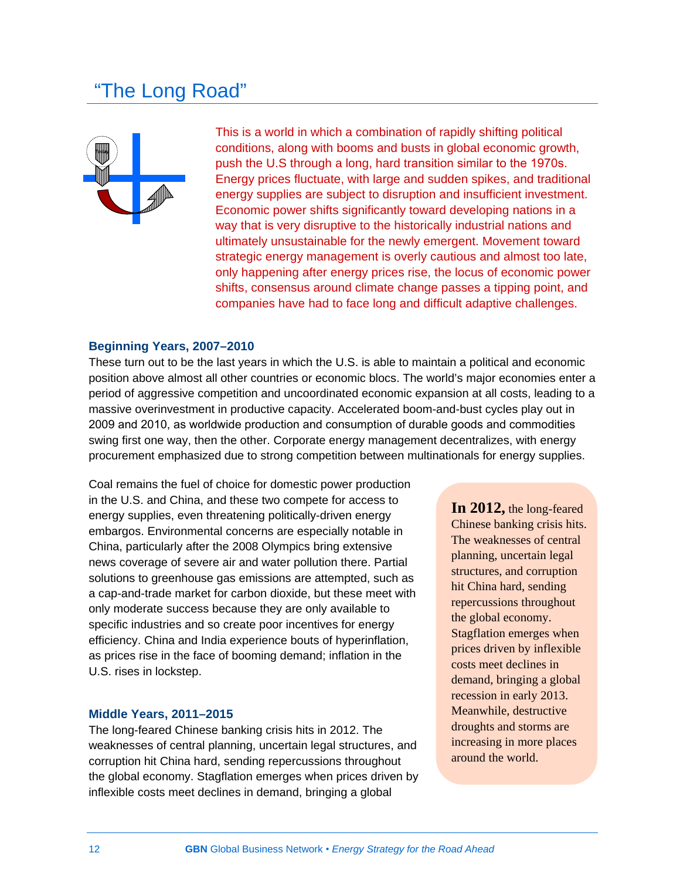# “The Long Road”

This is a world in which a combination of rapidly shifting political conditions, along with booms and busts in global economic growth, push the U.S through a long, hard transition similar to the 1970s. Energy prices fluctuate, with large and sudden spikes, and traditional energy supplies are subject to disruption and insufficient investment. Economic power shifts significantly toward developing nations in a way that is very disruptive to the historically industrial nations and ultimately unsustainable for the newly emergent. Movement toward strategic energy management is overly cautious and almost too late, only happening after energy prices rise, the locus of economic power shifts, consensus around climate change passes a tipping point, and companies have had to face long and difficult adaptive challenges.

### Beginning Years, 2007–2010

These turn out to be the last years in which the U.S. is able to maintain a political and economic position above almost all other countries or economic blocs. The world’s major economies enter a period of aggressive competition and uncoordinated economic expansion at all costs, leading to a massive overinvestment in productive capacity. Accelerated boom-and-bust cycles play out in 2009 and 2010, as worldwide production and consumption of durable goods and commodities swing first one way, then the other. Corporate energy management decentralizes, with energy procurement emphasized due to strong competition between multinationals for energy supplies.

Coal remains the fuel of choice for domestic power production in the U.S. and China, and these two compete for access to energy supplies, even threatening politically-driven energy embargos. Environmental concerns are especially notable in China, particularly after the 2008 Olympics bring extensive news coverage of severe air and water pollution there. Partial solutions to greenhouse gas emissions are attempted, such as a cap-and-trade market for carbon dioxide, but these meet with only moderate success because they are only available to specific industries and so create poor incentives for energy efficiency. China and India experience bouts of hyperinflation, as prices rise in the face of booming demand; inflation in the U.S. rises in lockstep.

### Middle Years, 2011–2015

The long-feared Chinese banking crisis hits in 2012. The weaknesses of central planning, uncertain legal structures, and corruption hit China hard, sending repercussions throughout the global economy. Stagflation emerges when prices driven by inflexible costs meet declines in demand, bringing a global

> **In 2012,** the long-feared Chinese banking crisis hits. The weaknesses of central planning, uncertain legal structures, and corruption hit China hard, sending repercussions throughout the global economy. Stagflation emerges when prices driven by inflexible costs meet declines in demand, bringing a global recession in early 2013. Meanwhile, destructive droughts and storms are increasing in more places around the world.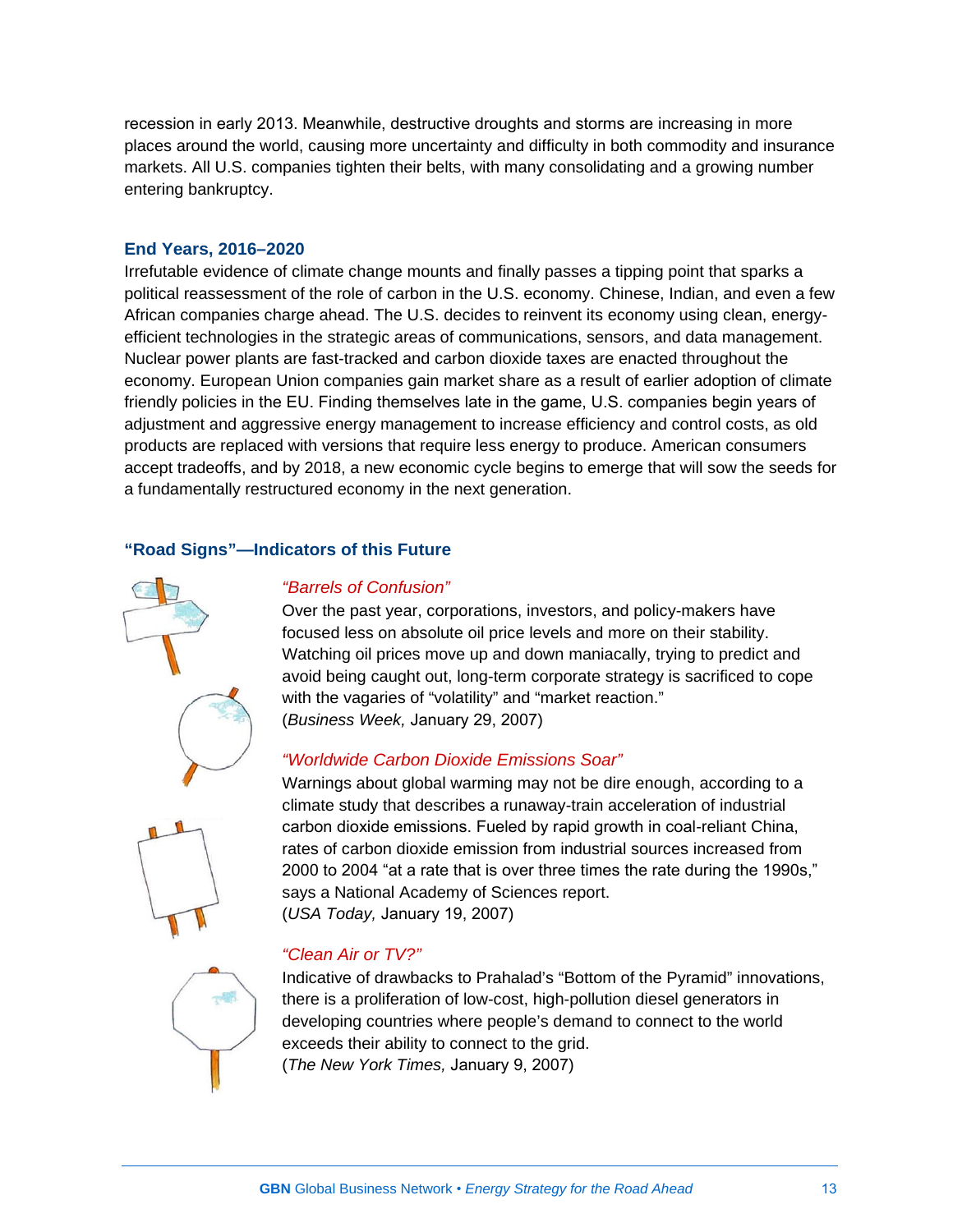recession in early 2013. Meanwhile, destructive droughts and storms are increasing in more places around the world, causing more uncertainty and difficulty in both commodity and insurance markets. All U.S. companies tighten their belts, with many consolidating and a growing number entering bankruptcy.

### End Years, 2016–2020

Irrefutable evidence of climate change mounts and finally passes a tipping point that sparks a political reassessment of the role of carbon in the U.S. economy. Chinese, Indian, and even a few African companies charge ahead. The U.S. decides to reinvent its economy using clean, energy-efficient technologies in the strategic areas of communications, sensors, and data management. Nuclear power plants are fast-tracked and carbon dioxide taxes are enacted throughout the economy. European Union companies gain market share as a result of earlier adoption of climate friendly policies in the EU. Finding themselves late in the game, U.S. companies begin years of adjustment and aggressive energy management to increase efficiency and control costs, as old products are replaced with versions that require less energy to produce. American consumers accept tradeoffs, and by 2018, a new economic cycle begins to emerge that will sow the seeds for a fundamentally restructured economy in the next generation.

### "Road Signs"—Indicators of this Future

*"Barrels of Confusion"*

Over the past year, corporations, investors, and policy-makers have focused less on absolute oil price levels and more on their stability. Watching oil prices move up and down maniacally, trying to predict and avoid being caught out, long-term corporate strategy is sacrificed to cope with the vagaries of "volatility" and "market reaction."
(*Business Week,* January 29, 2007)

*"Worldwide Carbon Dioxide Emissions Soar"*

Warnings about global warming may not be dire enough, according to a climate study that describes a runaway-train acceleration of industrial carbon dioxide emissions. Fueled by rapid growth in coal-reliant China, rates of carbon dioxide emission from industrial sources increased from 2000 to 2004 "at a rate that is over three times the rate during the 1990s," says a National Academy of Sciences report.
(*USA Today,* January 19, 2007)

*"Clean Air or TV?"*

Indicative of drawbacks to Prahalad's "Bottom of the Pyramid" innovations, there is a proliferation of low-cost, high-pollution diesel generators in developing countries where people's demand to connect to the world exceeds their ability to connect to the grid.
(*The New York Times,* January 9, 2007)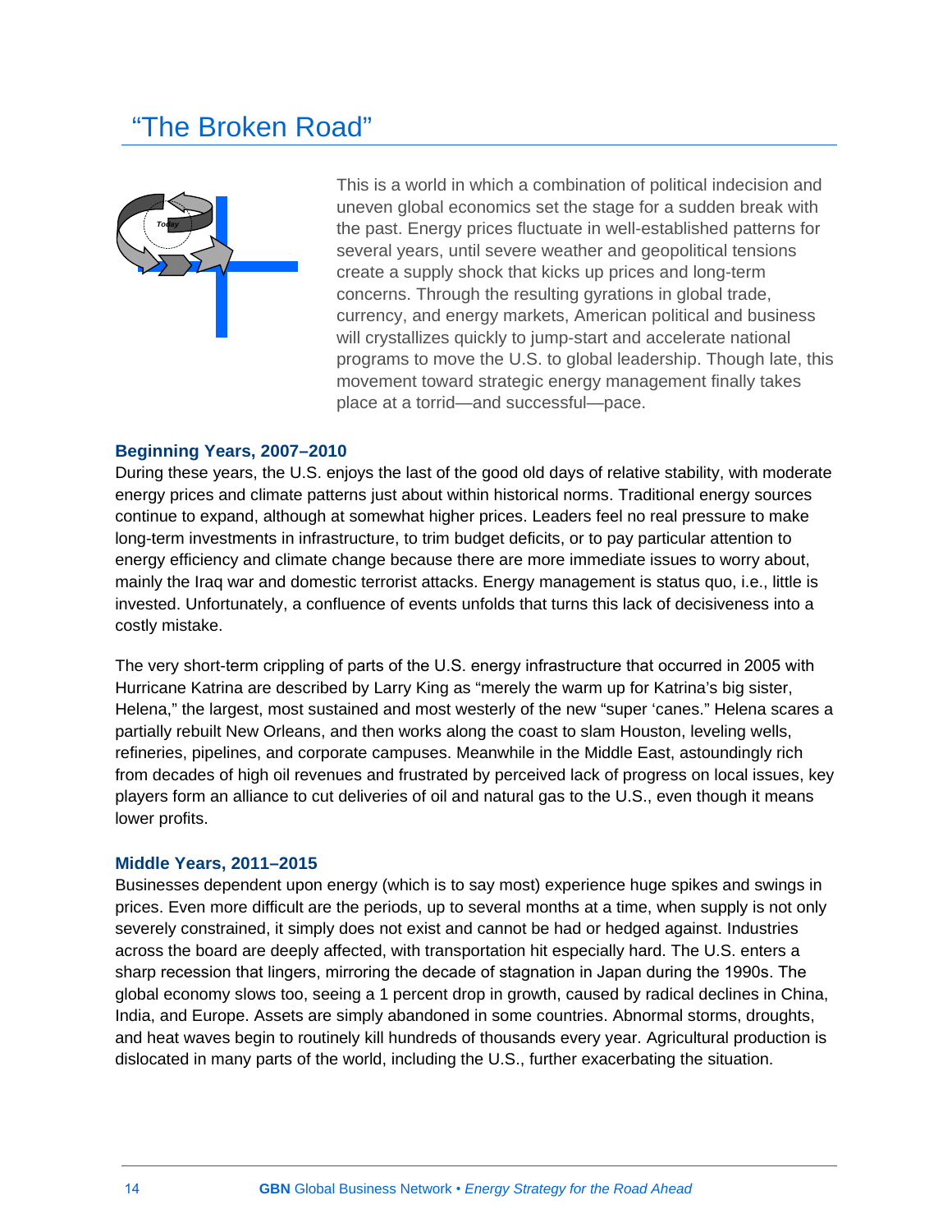# "The Broken Road"

This is a world in which a combination of political indecision and uneven global economics set the stage for a sudden break with the past. Energy prices fluctuate in well-established patterns for several years, until severe weather and geopolitical tensions create a supply shock that kicks up prices and long-term concerns. Through the resulting gyrations in global trade, currency, and energy markets, American political and business will crystallizes quickly to jump-start and accelerate national programs to move the U.S. to global leadership. Though late, this movement toward strategic energy management finally takes place at a torrid—and successful—pace.

### Beginning Years, 2007–2010

During these years, the U.S. enjoys the last of the good old days of relative stability, with moderate energy prices and climate patterns just about within historical norms. Traditional energy sources continue to expand, although at somewhat higher prices. Leaders feel no real pressure to make long-term investments in infrastructure, to trim budget deficits, or to pay particular attention to energy efficiency and climate change because there are more immediate issues to worry about, mainly the Iraq war and domestic terrorist attacks. Energy management is status quo, i.e., little is invested. Unfortunately, a confluence of events unfolds that turns this lack of decisiveness into a costly mistake.

The very short-term crippling of parts of the U.S. energy infrastructure that occurred in 2005 with Hurricane Katrina are described by Larry King as "merely the warm up for Katrina's big sister, Helena," the largest, most sustained and most westerly of the new "super 'canes." Helena scares a partially rebuilt New Orleans, and then works along the coast to slam Houston, leveling wells, refineries, pipelines, and corporate campuses. Meanwhile in the Middle East, astoundingly rich from decades of high oil revenues and frustrated by perceived lack of progress on local issues, key players form an alliance to cut deliveries of oil and natural gas to the U.S., even though it means lower profits.

### Middle Years, 2011–2015

Businesses dependent upon energy (which is to say most) experience huge spikes and swings in prices. Even more difficult are the periods, up to several months at a time, when supply is not only severely constrained, it simply does not exist and cannot be had or hedged against. Industries across the board are deeply affected, with transportation hit especially hard. The U.S. enters a sharp recession that lingers, mirroring the decade of stagnation in Japan during the 1990s. The global economy slows too, seeing a 1 percent drop in growth, caused by radical declines in China, India, and Europe. Assets are simply abandoned in some countries. Abnormal storms, droughts, and heat waves begin to routinely kill hundreds of thousands every year. Agricultural production is dislocated in many parts of the world, including the U.S., further exacerbating the situation.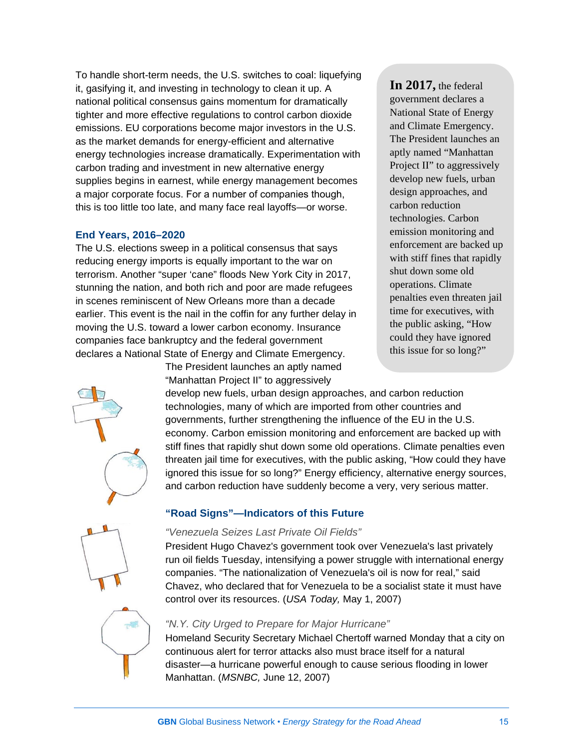To handle short-term needs, the U.S. switches to coal: liquefying it, gasifying it, and investing in technology to clean it up. A national political consensus gains momentum for dramatically tighter and more effective regulations to control carbon dioxide emissions. EU corporations become major investors in the U.S. as the market demands for energy-efficient and alternative energy technologies increase dramatically. Experimentation with carbon trading and investment in new alternative energy supplies begins in earnest, while energy management becomes a major corporate focus. For a number of companies though, this is too little too late, and many face real layoffs—or worse.

### End Years, 2016–2020

The U.S. elections sweep in a political consensus that says reducing energy imports is equally important to the war on terrorism. Another "super 'cane" floods New York City in 2017, stunning the nation, and both rich and poor are made refugees in scenes reminiscent of New Orleans more than a decade earlier. This event is the nail in the coffin for any further delay in moving the U.S. toward a lower carbon economy. Insurance companies face bankruptcy and the federal government declares a National State of Energy and Climate Emergency. The President launches an aptly named "Manhattan Project II" to aggressively develop new fuels, urban design approaches, and carbon reduction technologies, many of which are imported from other countries and governments, further strengthening the influence of the EU in the U.S. economy. Carbon emission monitoring and enforcement are backed up with stiff fines that rapidly shut down some old operations. Climate penalties even threaten jail time for executives, with the public asking, "How could they have ignored this issue for so long?" Energy efficiency, alternative energy sources, and carbon reduction have suddenly become a very, very serious matter.

> **In 2017,** the federal government declares a National State of Energy and Climate Emergency. The President launches an aptly named "Manhattan Project II" to aggressively develop new fuels, urban design approaches, and carbon reduction technologies. Carbon emission monitoring and enforcement are backed up with stiff fines that rapidly shut down some old operations. Climate penalties even threaten jail time for executives, with the public asking, "How could they have ignored this issue for so long?"

### "Road Signs"—Indicators of this Future

*"Venezuela Seizes Last Private Oil Fields"*

President Hugo Chavez's government took over Venezuela's last privately run oil fields Tuesday, intensifying a power struggle with international energy companies. "The nationalization of Venezuela's oil is now for real," said Chavez, who declared that for Venezuela to be a socialist state it must have control over its resources. (*USA Today,* May 1, 2007)

*"N.Y. City Urged to Prepare for Major Hurricane"*

Homeland Security Secretary Michael Chertoff warned Monday that a city on continuous alert for terror attacks also must brace itself for a natural disaster—a hurricane powerful enough to cause serious flooding in lower Manhattan. (*MSNBC,* June 12, 2007)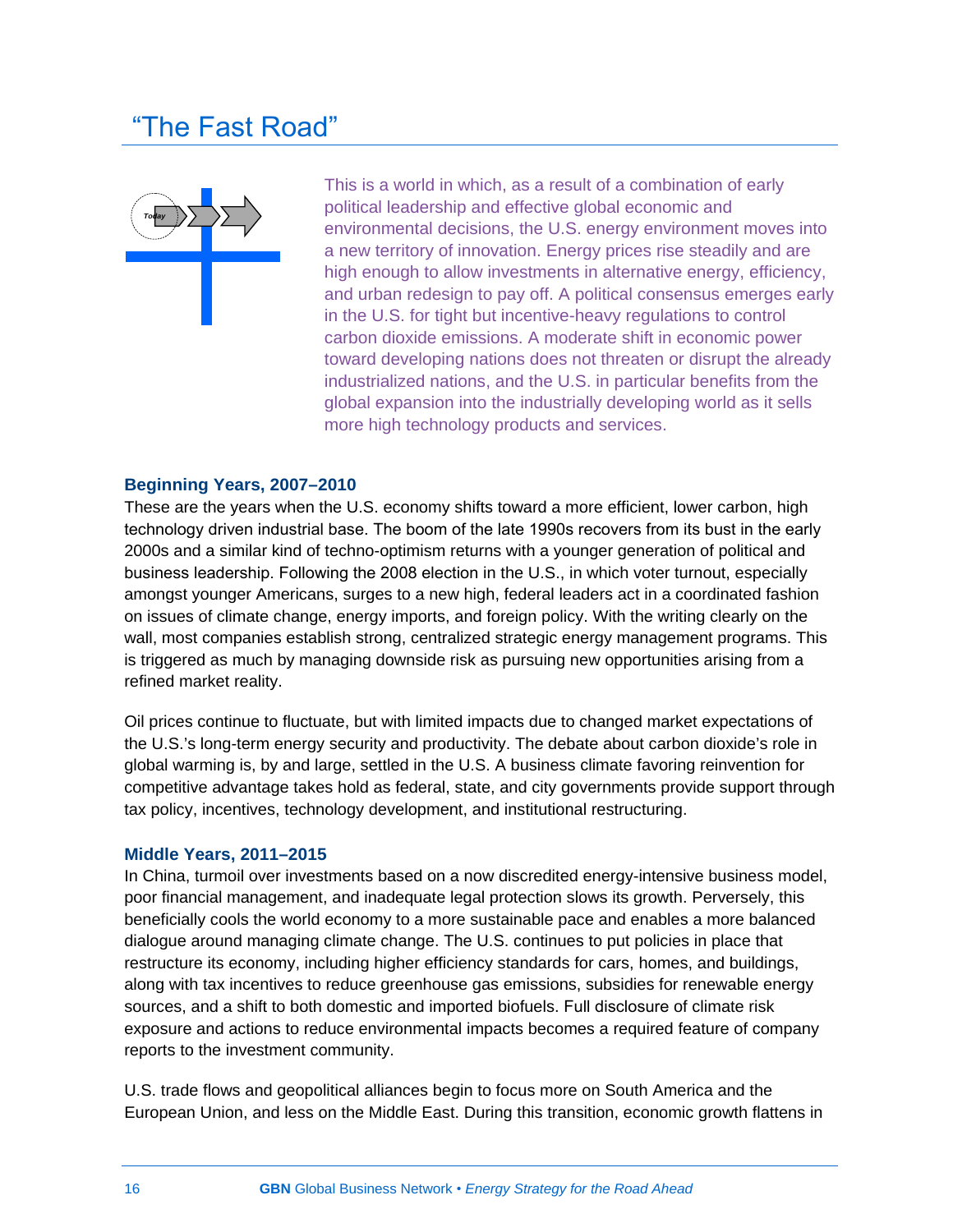# "The Fast Road"

This is a world in which, as a result of a combination of early political leadership and effective global economic and environmental decisions, the U.S. energy environment moves into a new territory of innovation. Energy prices rise steadily and are high enough to allow investments in alternative energy, efficiency, and urban redesign to pay off. A political consensus emerges early in the U.S. for tight but incentive-heavy regulations to control carbon dioxide emissions. A moderate shift in economic power toward developing nations does not threaten or disrupt the already industrialized nations, and the U.S. in particular benefits from the global expansion into the industrially developing world as it sells more high technology products and services.

### Beginning Years, 2007–2010

These are the years when the U.S. economy shifts toward a more efficient, lower carbon, high technology driven industrial base. The boom of the late 1990s recovers from its bust in the early 2000s and a similar kind of techno-optimism returns with a younger generation of political and business leadership. Following the 2008 election in the U.S., in which voter turnout, especially amongst younger Americans, surges to a new high, federal leaders act in a coordinated fashion on issues of climate change, energy imports, and foreign policy. With the writing clearly on the wall, most companies establish strong, centralized strategic energy management programs. This is triggered as much by managing downside risk as pursuing new opportunities arising from a refined market reality.

Oil prices continue to fluctuate, but with limited impacts due to changed market expectations of the U.S.'s long-term energy security and productivity. The debate about carbon dioxide's role in global warming is, by and large, settled in the U.S. A business climate favoring reinvention for competitive advantage takes hold as federal, state, and city governments provide support through tax policy, incentives, technology development, and institutional restructuring.

### Middle Years, 2011–2015

In China, turmoil over investments based on a now discredited energy-intensive business model, poor financial management, and inadequate legal protection slows its growth. Perversely, this beneficially cools the world economy to a more sustainable pace and enables a more balanced dialogue around managing climate change. The U.S. continues to put policies in place that restructure its economy, including higher efficiency standards for cars, homes, and buildings, along with tax incentives to reduce greenhouse gas emissions, subsidies for renewable energy sources, and a shift to both domestic and imported biofuels. Full disclosure of climate risk exposure and actions to reduce environmental impacts becomes a required feature of company reports to the investment community.

U.S. trade flows and geopolitical alliances begin to focus more on South America and the European Union, and less on the Middle East. During this transition, economic growth flattens in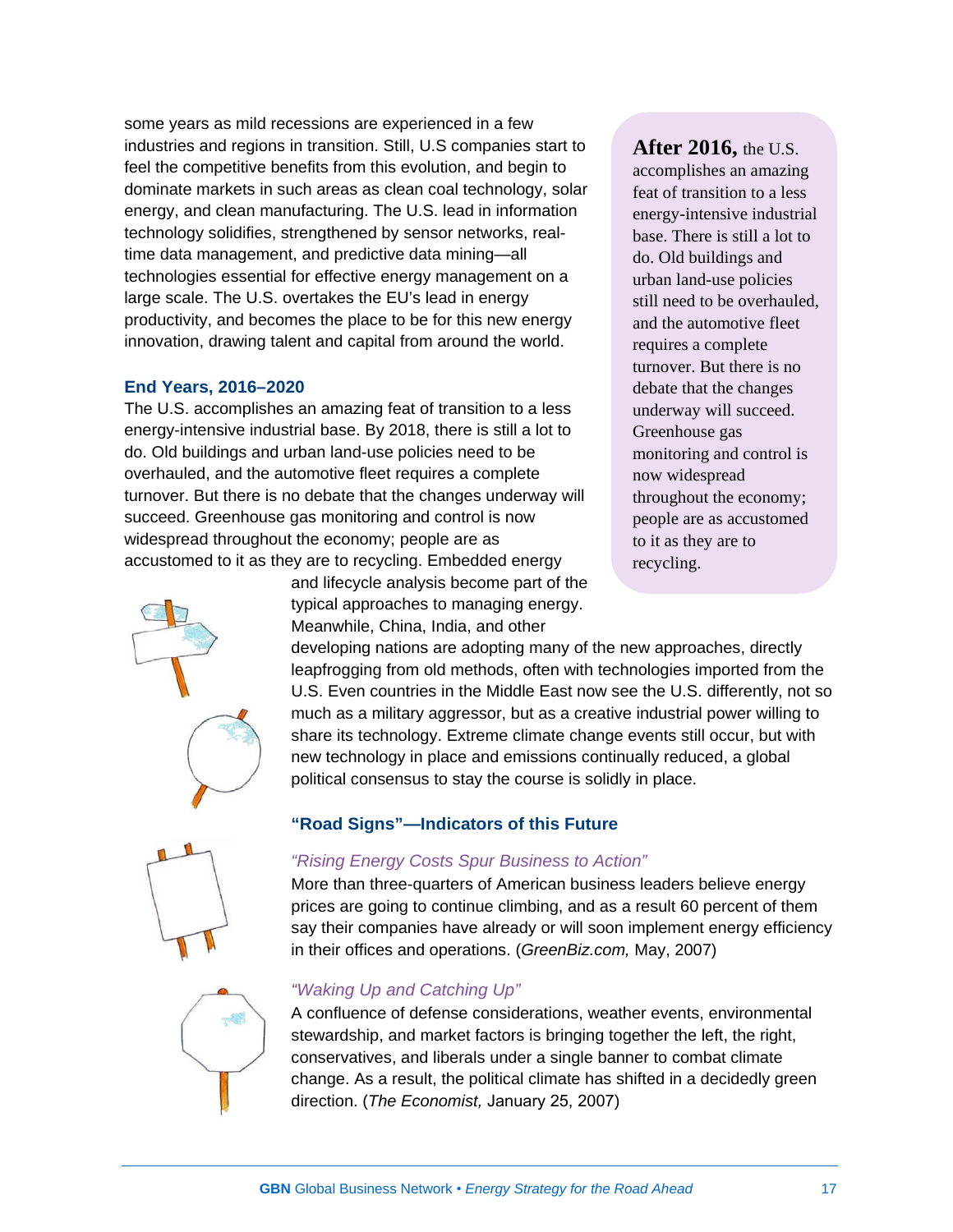some years as mild recessions are experienced in a few industries and regions in transition. Still, U.S companies start to feel the competitive benefits from this evolution, and begin to dominate markets in such areas as clean coal technology, solar energy, and clean manufacturing. The U.S. lead in information technology solidifies, strengthened by sensor networks, real-time data management, and predictive data mining—all technologies essential for effective energy management on a large scale. The U.S. overtakes the EU's lead in energy productivity, and becomes the place to be for this new energy innovation, drawing talent and capital from around the world.

> **After 2016,** the U.S. accomplishes an amazing feat of transition to a less energy-intensive industrial base. There is still a lot to do. Old buildings and urban land-use policies still need to be overhauled, and the automotive fleet requires a complete turnover. But there is no debate that the changes underway will succeed. Greenhouse gas monitoring and control is now widespread throughout the economy; people are as accustomed to it as they are to recycling.

### End Years, 2016–2020

The U.S. accomplishes an amazing feat of transition to a less energy-intensive industrial base. By 2018, there is still a lot to do. Old buildings and urban land-use policies need to be overhauled, and the automotive fleet requires a complete turnover. But there is no debate that the changes underway will succeed. Greenhouse gas monitoring and control is now widespread throughout the economy; people are as accustomed to it as they are to recycling. Embedded energy and lifecycle analysis become part of the typical approaches to managing energy. Meanwhile, China, India, and other developing nations are adopting many of the new approaches, directly leapfrogging from old methods, often with technologies imported from the U.S. Even countries in the Middle East now see the U.S. differently, not so much as a military aggressor, but as a creative industrial power willing to share its technology. Extreme climate change events still occur, but with new technology in place and emissions continually reduced, a global political consensus to stay the course is solidly in place.

### "Road Signs"—Indicators of this Future

*"Rising Energy Costs Spur Business to Action"*

More than three-quarters of American business leaders believe energy prices are going to continue climbing, and as a result 60 percent of them say their companies have already or will soon implement energy efficiency in their offices and operations. (*GreenBiz.com,* May, 2007)

*"Waking Up and Catching Up"*

A confluence of defense considerations, weather events, environmental stewardship, and market factors is bringing together the left, the right, conservatives, and liberals under a single banner to combat climate change. As a result, the political climate has shifted in a decidedly green direction. (*The Economist,* January 25, 2007)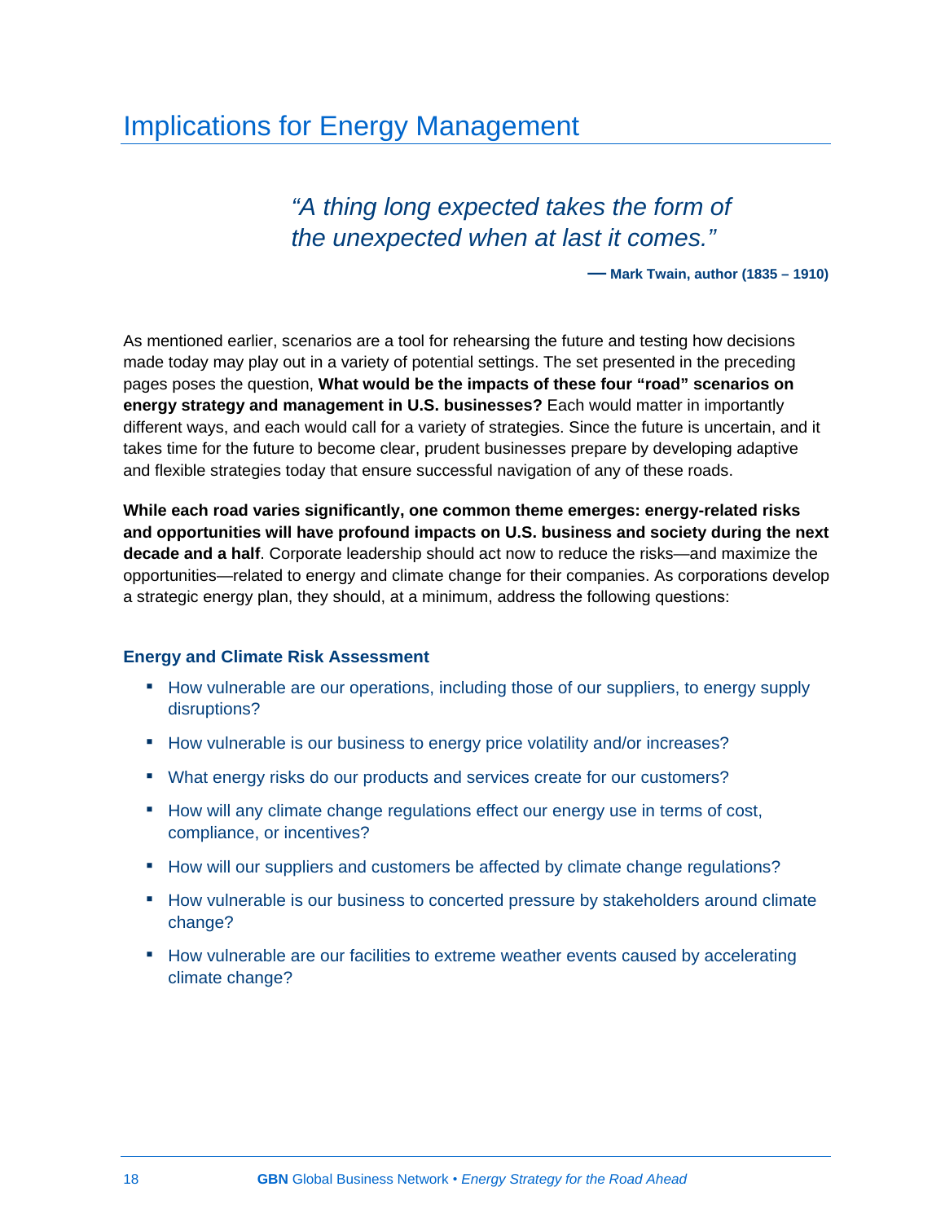# Implications for Energy Management

> *"A thing long expected takes the form of the unexpected when at last it comes."*
>
> **— Mark Twain, author (1835 – 1910)**

As mentioned earlier, scenarios are a tool for rehearsing the future and testing how decisions made today may play out in a variety of potential settings. The set presented in the preceding pages poses the question, **What would be the impacts of these four "road" scenarios on energy strategy and management in U.S. businesses?** Each would matter in importantly different ways, and each would call for a variety of strategies. Since the future is uncertain, and it takes time for the future to become clear, prudent businesses prepare by developing adaptive and flexible strategies today that ensure successful navigation of any of these roads.

**While each road varies significantly, one common theme emerges: energy-related risks and opportunities will have profound impacts on U.S. business and society during the next decade and a half**. Corporate leadership should act now to reduce the risks—and maximize the opportunities—related to energy and climate change for their companies. As corporations develop a strategic energy plan, they should, at a minimum, address the following questions:

### Energy and Climate Risk Assessment

- How vulnerable are our operations, including those of our suppliers, to energy supply disruptions?
- How vulnerable is our business to energy price volatility and/or increases?
- What energy risks do our products and services create for our customers?
- How will any climate change regulations effect our energy use in terms of cost, compliance, or incentives?
- How will our suppliers and customers be affected by climate change regulations?
- How vulnerable is our business to concerted pressure by stakeholders around climate change?
- How vulnerable are our facilities to extreme weather events caused by accelerating climate change?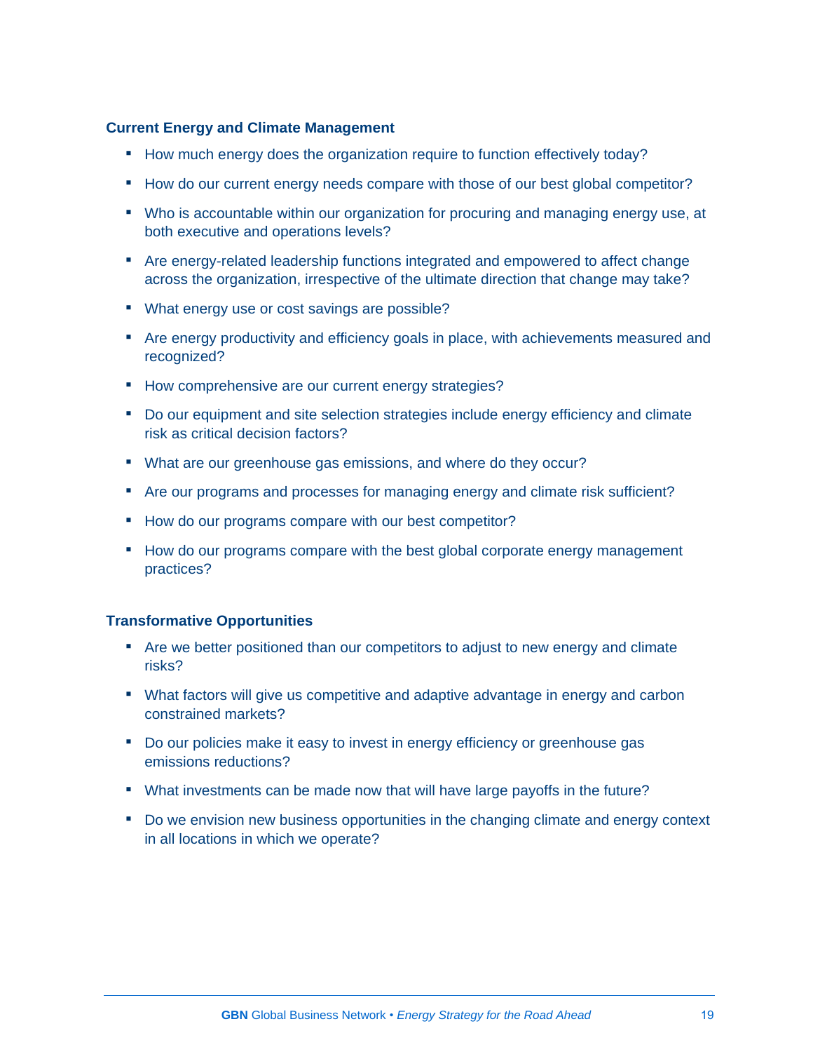### Current Energy and Climate Management

- How much energy does the organization require to function effectively today?
- How do our current energy needs compare with those of our best global competitor?
- Who is accountable within our organization for procuring and managing energy use, at both executive and operations levels?
- Are energy-related leadership functions integrated and empowered to affect change across the organization, irrespective of the ultimate direction that change may take?
- What energy use or cost savings are possible?
- Are energy productivity and efficiency goals in place, with achievements measured and recognized?
- How comprehensive are our current energy strategies?
- Do our equipment and site selection strategies include energy efficiency and climate risk as critical decision factors?
- What are our greenhouse gas emissions, and where do they occur?
- Are our programs and processes for managing energy and climate risk sufficient?
- How do our programs compare with our best competitor?
- How do our programs compare with the best global corporate energy management practices?

### Transformative Opportunities

- Are we better positioned than our competitors to adjust to new energy and climate risks?
- What factors will give us competitive and adaptive advantage in energy and carbon constrained markets?
- Do our policies make it easy to invest in energy efficiency or greenhouse gas emissions reductions?
- What investments can be made now that will have large payoffs in the future?
- Do we envision new business opportunities in the changing climate and energy context in all locations in which we operate?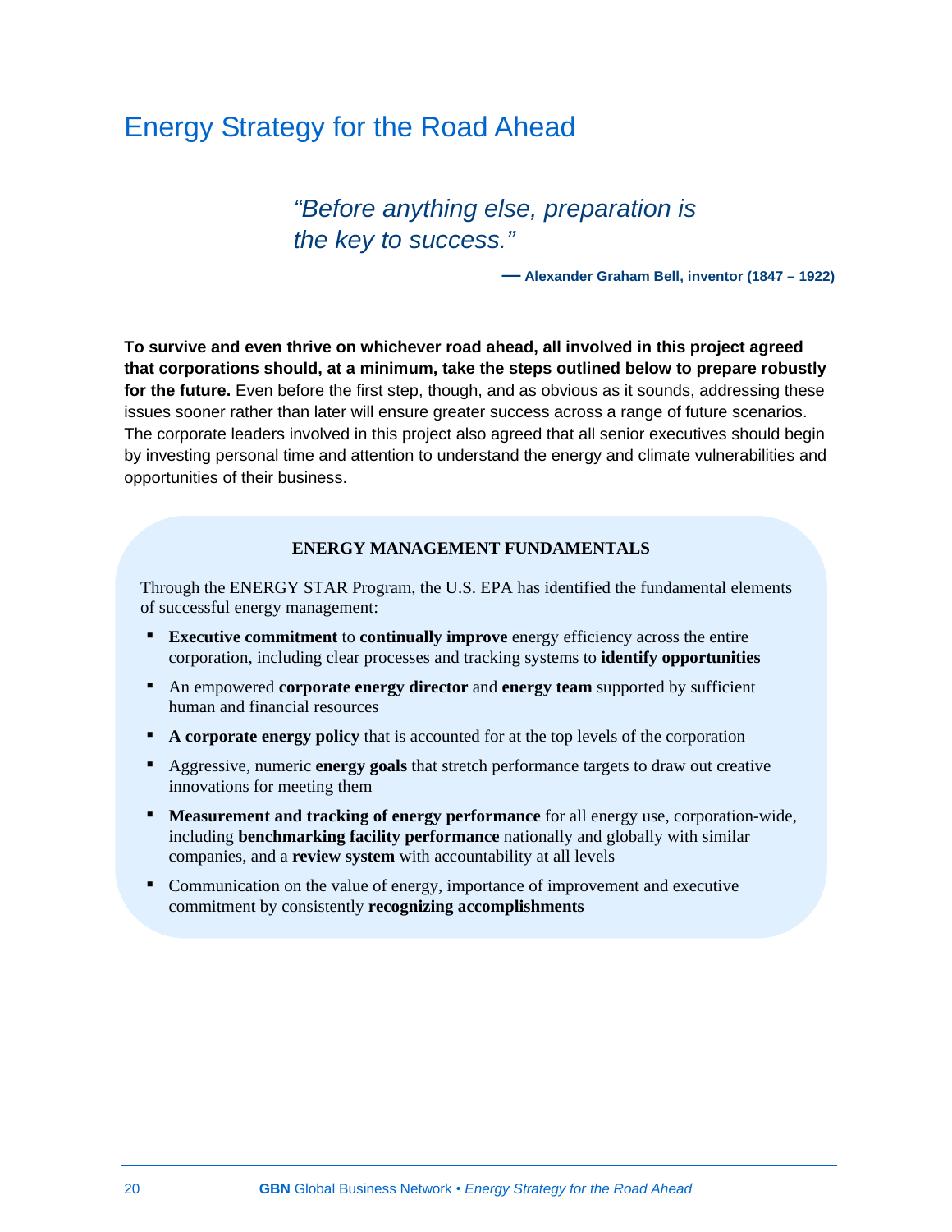# Energy Strategy for the Road Ahead

> *"Before anything else, preparation is the key to success."*
>
> **— Alexander Graham Bell, inventor (1847 – 1922)**

**To survive and even thrive on whichever road ahead, all involved in this project agreed that corporations should, at a minimum, take the steps outlined below to prepare robustly for the future.** Even before the first step, though, and as obvious as it sounds, addressing these issues sooner rather than later will ensure greater success across a range of future scenarios. The corporate leaders involved in this project also agreed that all senior executives should begin by investing personal time and attention to understand the energy and climate vulnerabilities and opportunities of their business.

### ENERGY MANAGEMENT FUNDAMENTALS

Through the ENERGY STAR Program, the U.S. EPA has identified the fundamental elements of successful energy management:

- **Executive commitment** to **continually improve** energy efficiency across the entire corporation, including clear processes and tracking systems to **identify opportunities**
- An empowered **corporate energy director** and **energy team** supported by sufficient human and financial resources
- **A corporate energy policy** that is accounted for at the top levels of the corporation
- Aggressive, numeric **energy goals** that stretch performance targets to draw out creative innovations for meeting them
- **Measurement and tracking of energy performance** for all energy use, corporation-wide, including **benchmarking facility performance** nationally and globally with similar companies, and a **review system** with accountability at all levels
- Communication on the value of energy, importance of improvement and executive commitment by consistently **recognizing accomplishments**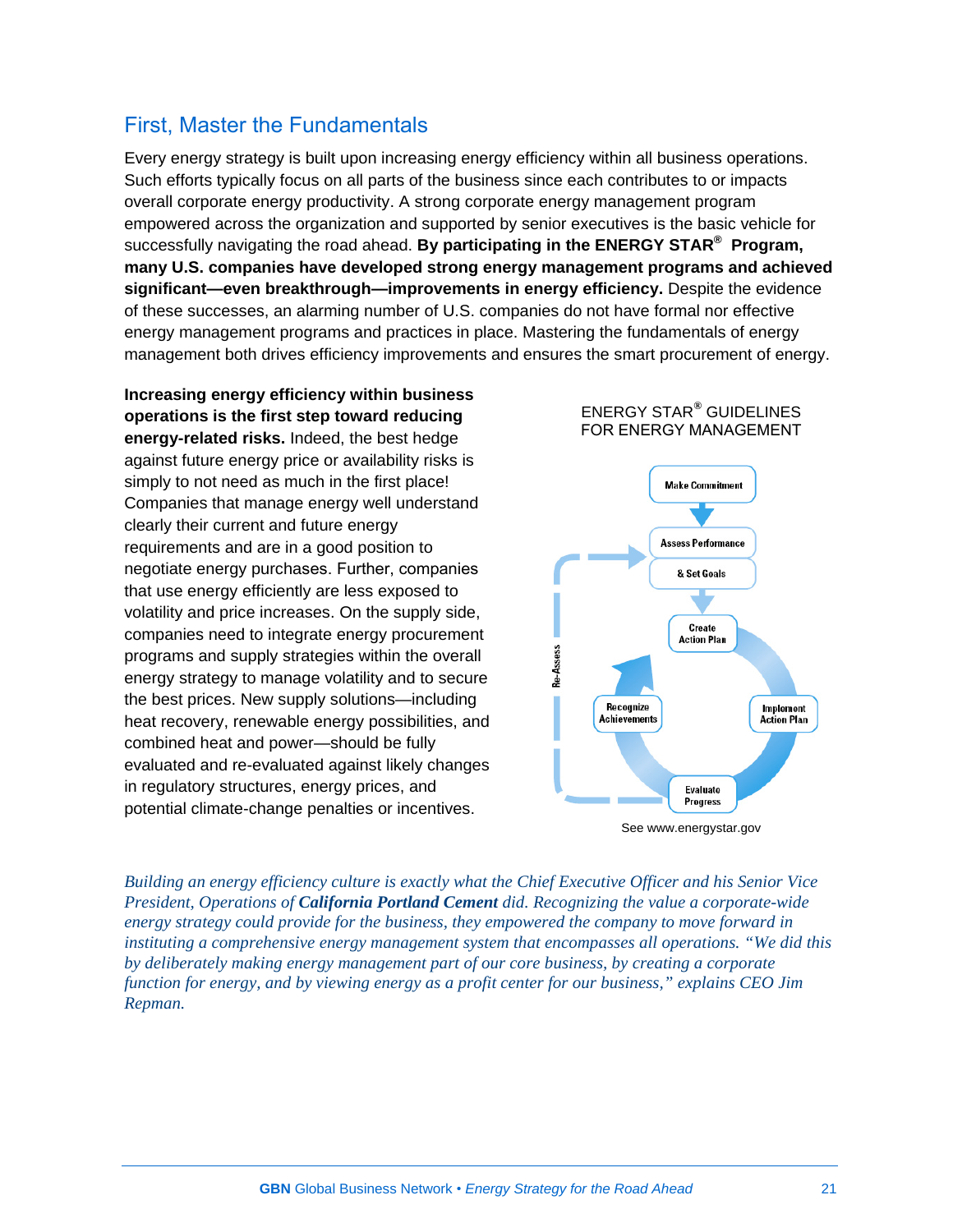## First, Master the Fundamentals

Every energy strategy is built upon increasing energy efficiency within all business operations. Such efforts typically focus on all parts of the business since each contributes to or impacts overall corporate energy productivity. A strong corporate energy management program empowered across the organization and supported by senior executives is the basic vehicle for successfully navigating the road ahead. **By participating in the ENERGY STAR® Program, many U.S. companies have developed strong energy management programs and achieved significant—even breakthrough—improvements in energy efficiency.** Despite the evidence of these successes, an alarming number of U.S. companies do not have formal nor effective energy management programs and practices in place. Mastering the fundamentals of energy management both drives efficiency improvements and ensures the smart procurement of energy.

**Increasing energy efficiency within business operations is the first step toward reducing energy-related risks.** Indeed, the best hedge against future energy price or availability risks is simply to not need as much in the first place! Companies that manage energy well understand clearly their current and future energy requirements and are in a good position to negotiate energy purchases. Further, companies that use energy efficiently are less exposed to volatility and price increases. On the supply side, companies need to integrate energy procurement programs and supply strategies within the overall energy strategy to manage volatility and to secure the best prices. New supply solutions—including heat recovery, renewable energy possibilities, and combined heat and power—should be fully evaluated and re-evaluated against likely changes in regulatory structures, energy prices, and potential climate-change penalties or incentives.

ENERGY STAR® GUIDELINES FOR ENERGY MANAGEMENT

Make Commitment → Assess Performance & Set Goals → Create Action Plan → Implement Action Plan → Evaluate Progress → Recognize Achievements → Re-Assess

See www.energystar.gov

*Building an energy efficiency culture is exactly what the Chief Executive Officer and his Senior Vice President, Operations of **California Portland Cement** did. Recognizing the value a corporate-wide energy strategy could provide for the business, they empowered the company to move forward in instituting a comprehensive energy management system that encompasses all operations. "We did this by deliberately making energy management part of our core business, by creating a corporate function for energy, and by viewing energy as a profit center for our business," explains CEO Jim Repman.*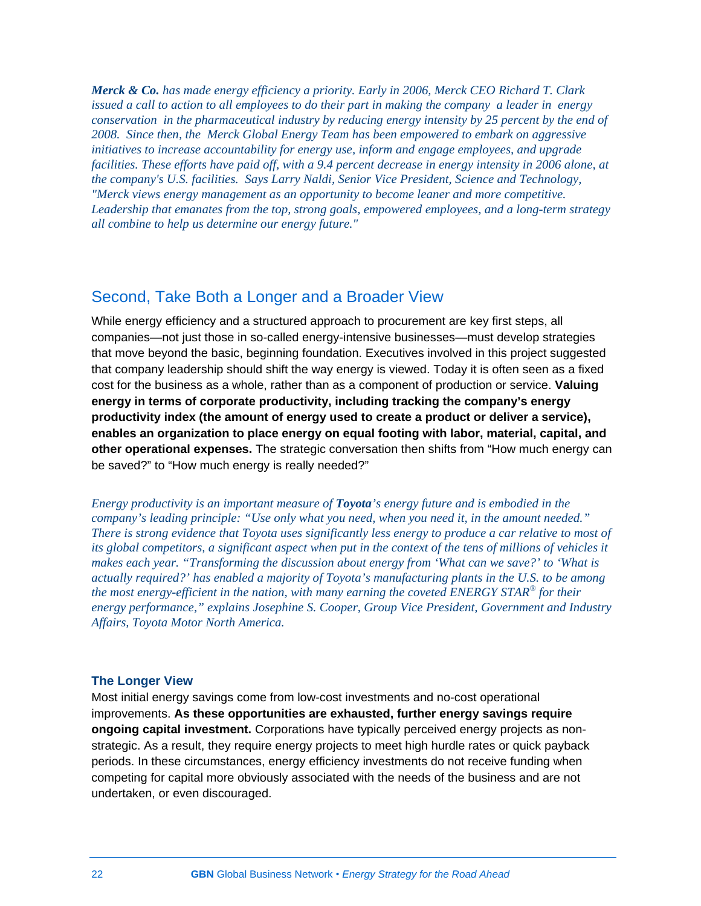*__Merck & Co.__ has made energy efficiency a priority. Early in 2006, Merck CEO Richard T. Clark issued a call to action to all employees to do their part in making the company a leader in energy conservation in the pharmaceutical industry by reducing energy intensity by 25 percent by the end of 2008. Since then, the Merck Global Energy Team has been empowered to embark on aggressive initiatives to increase accountability for energy use, inform and engage employees, and upgrade facilities. These efforts have paid off, with a 9.4 percent decrease in energy intensity in 2006 alone, at the company's U.S. facilities. Says Larry Naldi, Senior Vice President, Science and Technology, "Merck views energy management as an opportunity to become leaner and more competitive. Leadership that emanates from the top, strong goals, empowered employees, and a long-term strategy all combine to help us determine our energy future."*

## Second, Take Both a Longer and a Broader View

While energy efficiency and a structured approach to procurement are key first steps, all companies—not just those in so-called energy-intensive businesses—must develop strategies that move beyond the basic, beginning foundation. Executives involved in this project suggested that company leadership should shift the way energy is viewed. Today it is often seen as a fixed cost for the business as a whole, rather than as a component of production or service. **Valuing energy in terms of corporate productivity, including tracking the company's energy productivity index (the amount of energy used to create a product or deliver a service), enables an organization to place energy on equal footing with labor, material, capital, and other operational expenses.** The strategic conversation then shifts from "How much energy can be saved?" to "How much energy is really needed?"

*Energy productivity is an important measure of __Toyota__'s energy future and is embodied in the company's leading principle: "Use only what you need, when you need it, in the amount needed." There is strong evidence that Toyota uses significantly less energy to produce a car relative to most of its global competitors, a significant aspect when put in the context of the tens of millions of vehicles it makes each year. "Transforming the discussion about energy from 'What can we save?' to 'What is actually required?' has enabled a majority of Toyota's manufacturing plants in the U.S. to be among the most energy-efficient in the nation, with many earning the coveted ENERGY STAR® for their energy performance," explains Josephine S. Cooper, Group Vice President, Government and Industry Affairs, Toyota Motor North America.*

### The Longer View

Most initial energy savings come from low-cost investments and no-cost operational improvements. **As these opportunities are exhausted, further energy savings require ongoing capital investment.** Corporations have typically perceived energy projects as non-strategic. As a result, they require energy projects to meet high hurdle rates or quick payback periods. In these circumstances, energy efficiency investments do not receive funding when competing for capital more obviously associated with the needs of the business and are not undertaken, or even discouraged.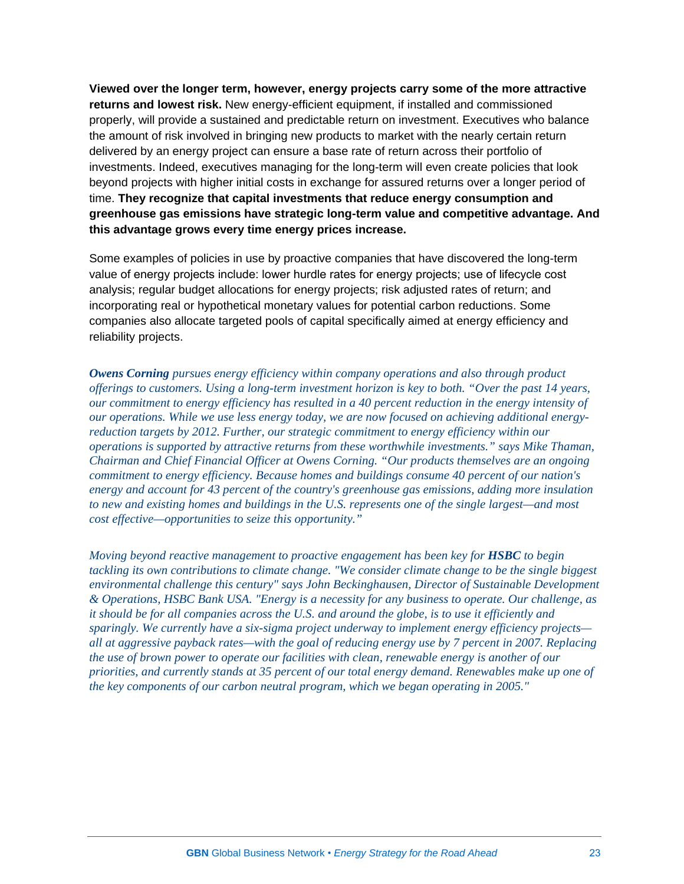**Viewed over the longer term, however, energy projects carry some of the more attractive returns and lowest risk.** New energy-efficient equipment, if installed and commissioned properly, will provide a sustained and predictable return on investment. Executives who balance the amount of risk involved in bringing new products to market with the nearly certain return delivered by an energy project can ensure a base rate of return across their portfolio of investments. Indeed, executives managing for the long-term will even create policies that look beyond projects with higher initial costs in exchange for assured returns over a longer period of time. **They recognize that capital investments that reduce energy consumption and greenhouse gas emissions have strategic long-term value and competitive advantage. And this advantage grows every time energy prices increase.**

Some examples of policies in use by proactive companies that have discovered the long-term value of energy projects include: lower hurdle rates for energy projects; use of lifecycle cost analysis; regular budget allocations for energy projects; risk adjusted rates of return; and incorporating real or hypothetical monetary values for potential carbon reductions. Some companies also allocate targeted pools of capital specifically aimed at energy efficiency and reliability projects.

***Owens Corning*** *pursues energy efficiency within company operations and also through product offerings to customers. Using a long-term investment horizon is key to both. "Over the past 14 years, our commitment to energy efficiency has resulted in a 40 percent reduction in the energy intensity of our operations. While we use less energy today, we are now focused on achieving additional energy-reduction targets by 2012. Further, our strategic commitment to energy efficiency within our operations is supported by attractive returns from these worthwhile investments." says Mike Thaman, Chairman and Chief Financial Officer at Owens Corning. "Our products themselves are an ongoing commitment to energy efficiency. Because homes and buildings consume 40 percent of our nation's energy and account for 43 percent of the country's greenhouse gas emissions, adding more insulation to new and existing homes and buildings in the U.S. represents one of the single largest—and most cost effective—opportunities to seize this opportunity."*

*Moving beyond reactive management to proactive engagement has been key for* ***HSBC*** *to begin tackling its own contributions to climate change. "We consider climate change to be the single biggest environmental challenge this century" says John Beckinghausen, Director of Sustainable Development & Operations, HSBC Bank USA. "Energy is a necessity for any business to operate. Our challenge, as it should be for all companies across the U.S. and around the globe, is to use it efficiently and sparingly. We currently have a six-sigma project underway to implement energy efficiency projects—all at aggressive payback rates—with the goal of reducing energy use by 7 percent in 2007. Replacing the use of brown power to operate our facilities with clean, renewable energy is another of our priorities, and currently stands at 35 percent of our total energy demand. Renewables make up one of the key components of our carbon neutral program, which we began operating in 2005."*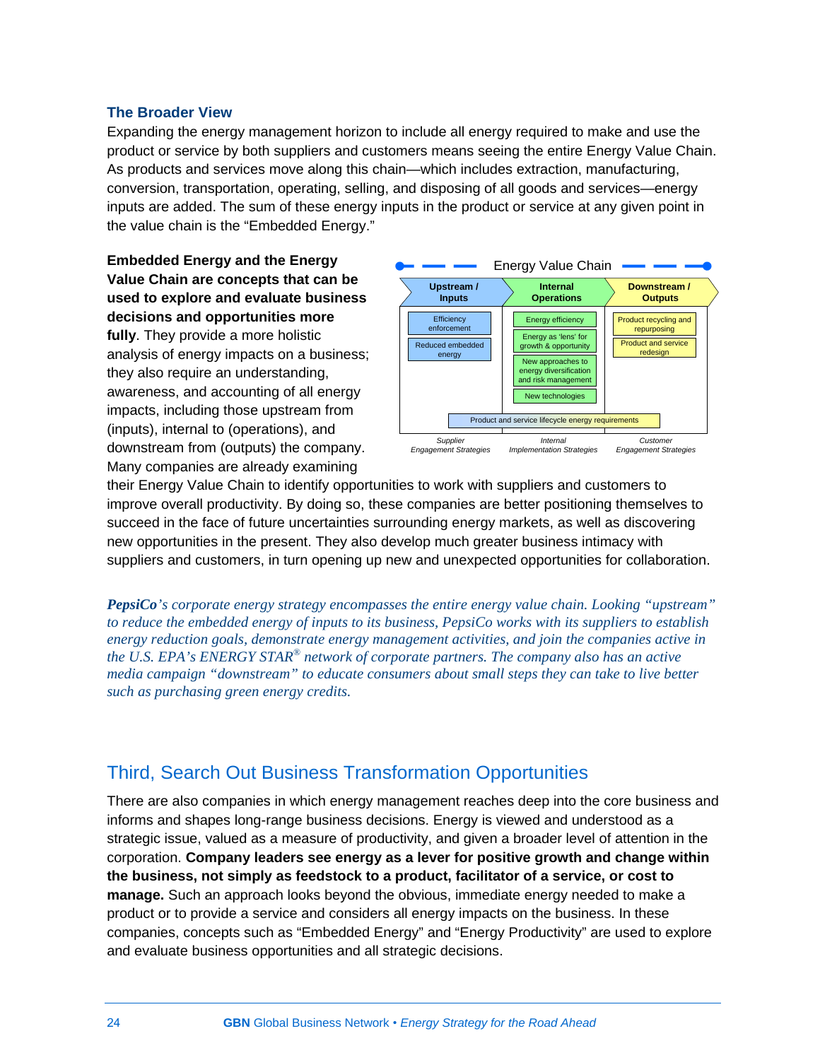### The Broader View

Expanding the energy management horizon to include all energy required to make and use the product or service by both suppliers and customers means seeing the entire Energy Value Chain. As products and services move along this chain—which includes extraction, manufacturing, conversion, transportation, operating, selling, and disposing of all goods and services—energy inputs are added. The sum of these energy inputs in the product or service at any given point in the value chain is the "Embedded Energy."

**Embedded Energy and the Energy Value Chain are concepts that can be used to explore and evaluate business decisions and opportunities more fully**. They provide a more holistic analysis of energy impacts on a business; they also require an understanding, awareness, and accounting of all energy impacts, including those upstream from (inputs), internal to (operations), and downstream from (outputs) the company. Many companies are already examining their Energy Value Chain to identify opportunities to work with suppliers and customers to improve overall productivity. By doing so, these companies are better positioning themselves to succeed in the face of future uncertainties surrounding energy markets, as well as discovering new opportunities in the present. They also develop much greater business intimacy with suppliers and customers, in turn opening up new and unexpected opportunities for collaboration.

Energy Value Chain

| Upstream / Inputs | Internal Operations | Downstream / Outputs |
|---|---|---|
| Efficiency enforcement | Energy efficiency | Product recycling and repurposing |
| Reduced embedded energy | Energy as 'lens' for growth & opportunity | Product and service redesign |
| | New approaches to energy diversification and risk management | |
| | New technologies | |
| Product and service lifecycle energy requirements | | |
| *Supplier Engagement Strategies* | *Internal Implementation Strategies* | *Customer Engagement Strategies* |

***PepsiCo**'s corporate energy strategy encompasses the entire energy value chain. Looking "upstream" to reduce the embedded energy of inputs to its business, PepsiCo works with its suppliers to establish energy reduction goals, demonstrate energy management activities, and join the companies active in the U.S. EPA's ENERGY STAR® network of corporate partners. The company also has an active media campaign "downstream" to educate consumers about small steps they can take to live better such as purchasing green energy credits.*

## Third, Search Out Business Transformation Opportunities

There are also companies in which energy management reaches deep into the core business and informs and shapes long-range business decisions. Energy is viewed and understood as a strategic issue, valued as a measure of productivity, and given a broader level of attention in the corporation. **Company leaders see energy as a lever for positive growth and change within the business, not simply as feedstock to a product, facilitator of a service, or cost to manage.** Such an approach looks beyond the obvious, immediate energy needed to make a product or to provide a service and considers all energy impacts on the business. In these companies, concepts such as "Embedded Energy" and "Energy Productivity" are used to explore and evaluate business opportunities and all strategic decisions.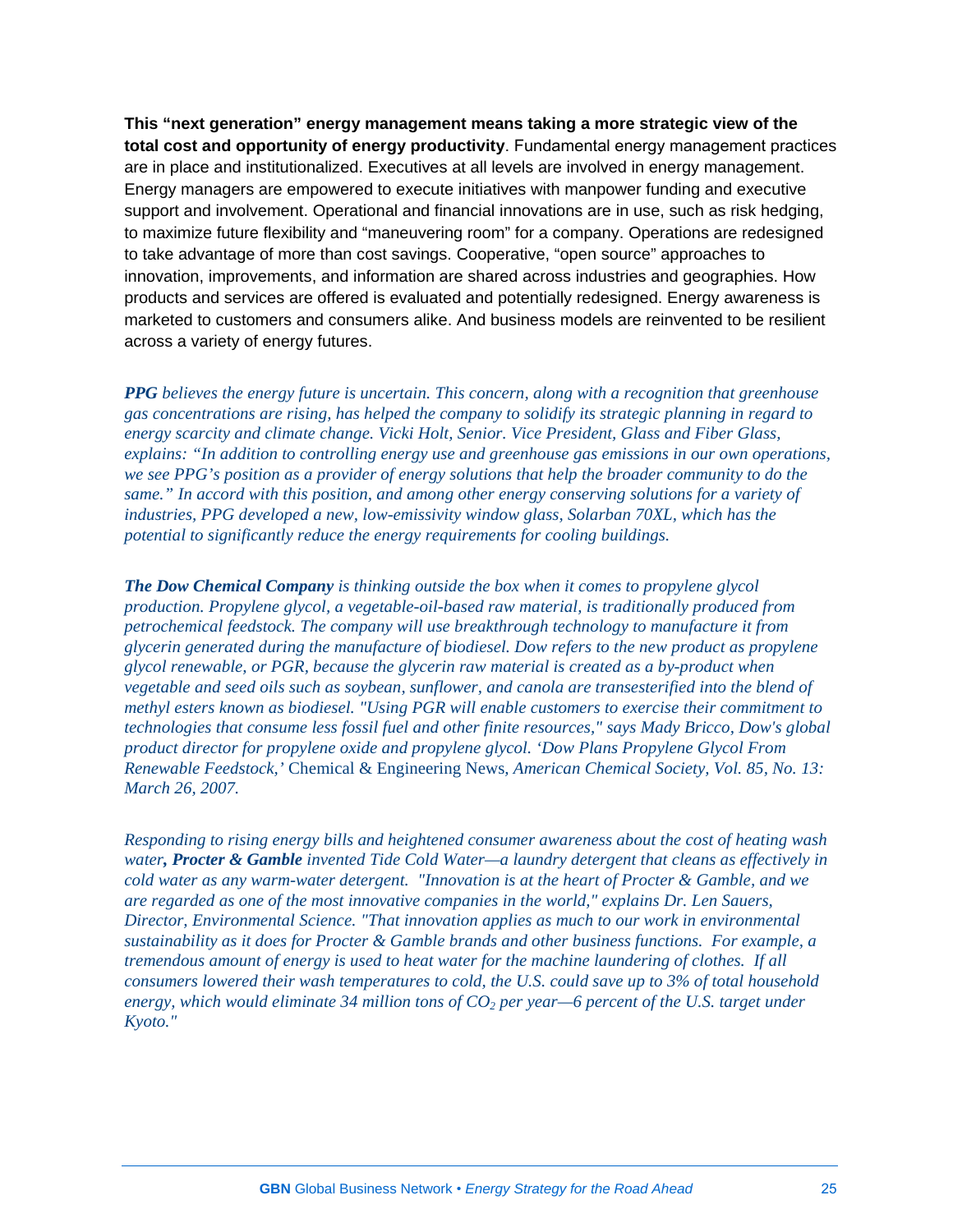**This "next generation" energy management means taking a more strategic view of the total cost and opportunity of energy productivity**. Fundamental energy management practices are in place and institutionalized. Executives at all levels are involved in energy management. Energy managers are empowered to execute initiatives with manpower funding and executive support and involvement. Operational and financial innovations are in use, such as risk hedging, to maximize future flexibility and "maneuvering room" for a company. Operations are redesigned to take advantage of more than cost savings. Cooperative, "open source" approaches to innovation, improvements, and information are shared across industries and geographies. How products and services are offered is evaluated and potentially redesigned. Energy awareness is marketed to customers and consumers alike. And business models are reinvented to be resilient across a variety of energy futures.

***PPG** believes the energy future is uncertain. This concern, along with a recognition that greenhouse gas concentrations are rising, has helped the company to solidify its strategic planning in regard to energy scarcity and climate change. Vicki Holt, Senior. Vice President, Glass and Fiber Glass, explains: "In addition to controlling energy use and greenhouse gas emissions in our own operations, we see PPG's position as a provider of energy solutions that help the broader community to do the same." In accord with this position, and among other energy conserving solutions for a variety of industries, PPG developed a new, low-emissivity window glass, Solarban 70XL, which has the potential to significantly reduce the energy requirements for cooling buildings.*

***The Dow Chemical Company** is thinking outside the box when it comes to propylene glycol production. Propylene glycol, a vegetable-oil-based raw material, is traditionally produced from petrochemical feedstock. The company will use breakthrough technology to manufacture it from glycerin generated during the manufacture of biodiesel. Dow refers to the new product as propylene glycol renewable, or PGR, because the glycerin raw material is created as a by-product when vegetable and seed oils such as soybean, sunflower, and canola are transesterified into the blend of methyl esters known as biodiesel. "Using PGR will enable customers to exercise their commitment to technologies that consume less fossil fuel and other finite resources," says Mady Bricco, Dow's global product director for propylene oxide and propylene glycol. 'Dow Plans Propylene Glycol From Renewable Feedstock,'* Chemical & Engineering News*, American Chemical Society, Vol. 85, No. 13: March 26, 2007.*

*Responding to rising energy bills and heightened consumer awareness about the cost of heating wash water**, Procter & Gamble** invented Tide Cold Water—a laundry detergent that cleans as effectively in cold water as any warm-water detergent. "Innovation is at the heart of Procter & Gamble, and we are regarded as one of the most innovative companies in the world," explains Dr. Len Sauers, Director, Environmental Science. "That innovation applies as much to our work in environmental sustainability as it does for Procter & Gamble brands and other business functions. For example, a tremendous amount of energy is used to heat water for the machine laundering of clothes. If all consumers lowered their wash temperatures to cold, the U.S. could save up to 3% of total household energy, which would eliminate 34 million tons of $CO_2$ per year—6 percent of the U.S. target under Kyoto."*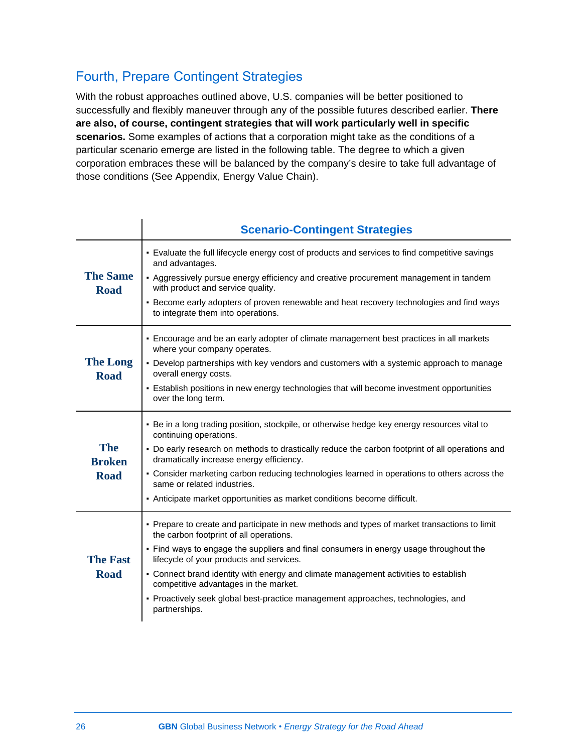## Fourth, Prepare Contingent Strategies

With the robust approaches outlined above, U.S. companies will be better positioned to successfully and flexibly maneuver through any of the possible futures described earlier. **There are also, of course, contingent strategies that will work particularly well in specific scenarios.** Some examples of actions that a corporation might take as the conditions of a particular scenario emerge are listed in the following table. The degree to which a given corporation embraces these will be balanced by the company's desire to take full advantage of those conditions (See Appendix, Energy Value Chain).

| | Scenario-Contingent Strategies |
|---|---|
| **The Same Road** | ▪ Evaluate the full lifecycle energy cost of products and services to find competitive savings and advantages.<br>▪ Aggressively pursue energy efficiency and creative procurement management in tandem with product and service quality.<br>▪ Become early adopters of proven renewable and heat recovery technologies and find ways to integrate them into operations. |
| **The Long Road** | ▪ Encourage and be an early adopter of climate management best practices in all markets where your company operates.<br>▪ Develop partnerships with key vendors and customers with a systemic approach to manage overall energy costs.<br>▪ Establish positions in new energy technologies that will become investment opportunities over the long term. |
| **The Broken Road** | ▪ Be in a long trading position, stockpile, or otherwise hedge key energy resources vital to continuing operations.<br>▪ Do early research on methods to drastically reduce the carbon footprint of all operations and dramatically increase energy efficiency.<br>▪ Consider marketing carbon reducing technologies learned in operations to others across the same or related industries.<br>▪ Anticipate market opportunities as market conditions become difficult. |
| **The Fast Road** | ▪ Prepare to create and participate in new methods and types of market transactions to limit the carbon footprint of all operations.<br>▪ Find ways to engage the suppliers and final consumers in energy usage throughout the lifecycle of your products and services.<br>▪ Connect brand identity with energy and climate management activities to establish competitive advantages in the market.<br>▪ Proactively seek global best-practice management approaches, technologies, and partnerships. |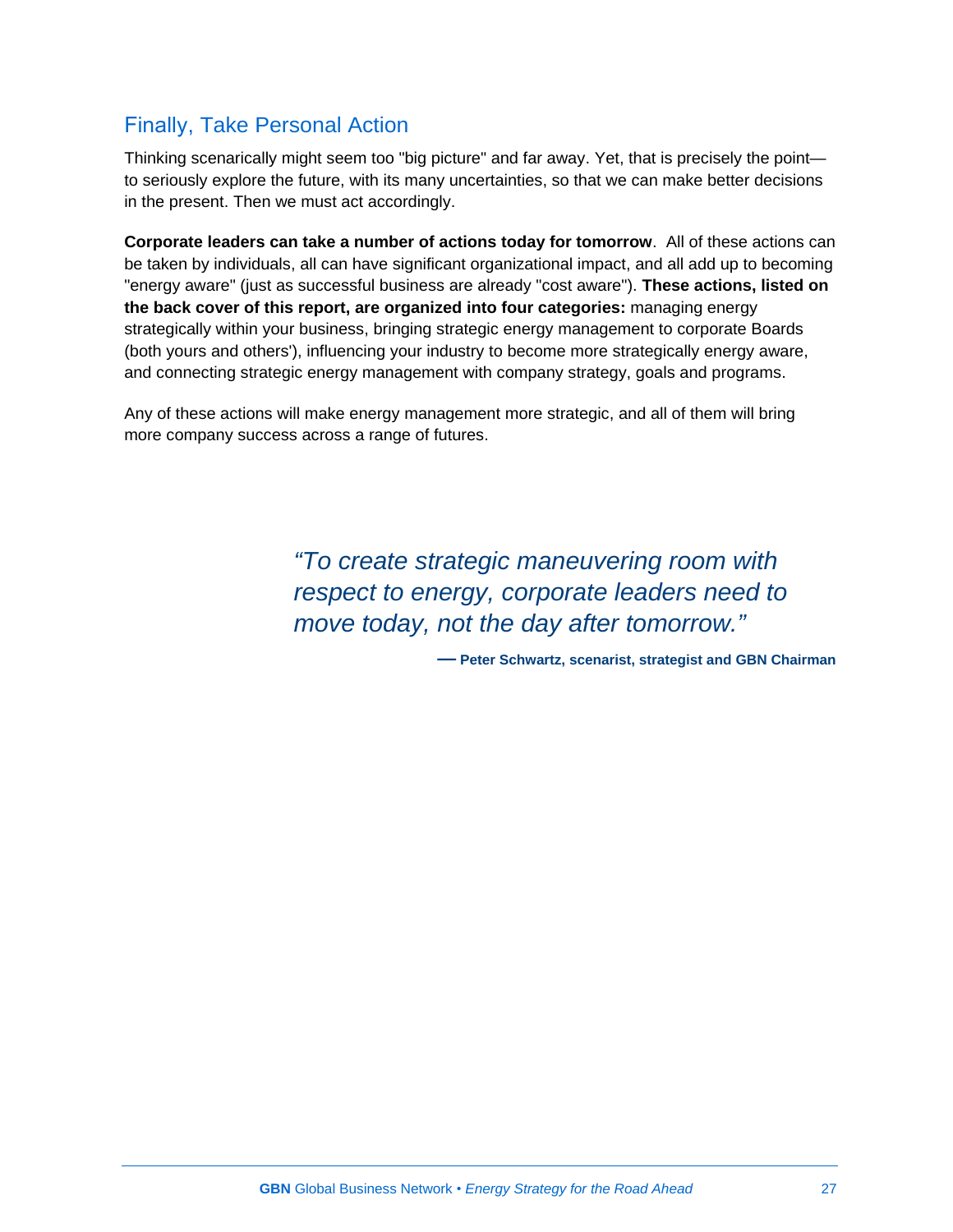## Finally, Take Personal Action

Thinking scenarically might seem too "big picture" and far away. Yet, that is precisely the point—to seriously explore the future, with its many uncertainties, so that we can make better decisions in the present. Then we must act accordingly.

**Corporate leaders can take a number of actions today for tomorrow**. All of these actions can be taken by individuals, all can have significant organizational impact, and all add up to becoming "energy aware" (just as successful business are already "cost aware"). **These actions, listed on the back cover of this report, are organized into four categories:** managing energy strategically within your business, bringing strategic energy management to corporate Boards (both yours and others'), influencing your industry to become more strategically energy aware, and connecting strategic energy management with company strategy, goals and programs.

Any of these actions will make energy management more strategic, and all of them will bring more company success across a range of futures.

> *"To create strategic maneuvering room with respect to energy, corporate leaders need to move today, not the day after tomorrow."*
>
> **— Peter Schwartz, scenarist, strategist and GBN Chairman**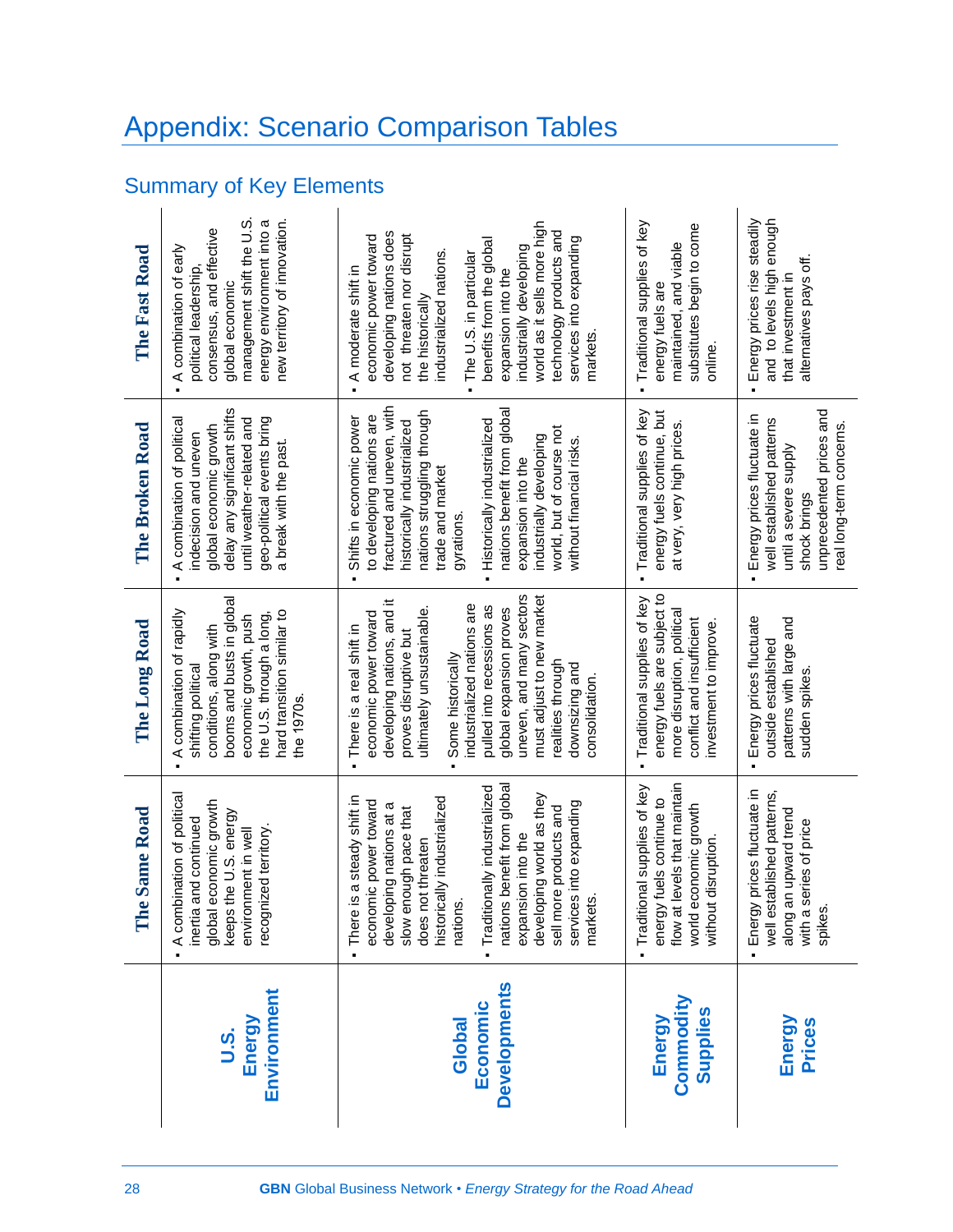# Appendix: Scenario Comparison Tables

## Summary of Key Elements

| | The Same Road | The Long Road | The Broken Road | The Fast Road |
|---|---|---|---|---|
| **U.S. Energy Environment** | ▪ A combination of political inertia and continued global economic growth keeps the U.S. energy environment in well recognized territory. | ▪ A combination of rapidly shifting political conditions, along with booms and busts in global economic growth, push the U.S. through a long, hard transition similar to the 1970s. | ▪ A combination of political indecision and uneven global economic growth delay any significant shifts until weather-related and geo-political events bring a break with the past. | ▪ A combination of early political leadership, consensus, and effective global economic management shift the U.S. energy environment into a new territory of innovation. |
| **Global Economic Developments** | ▪ There is a steady shift in economic power toward developing nations at a slow enough pace that does not threaten historically industrialized nations. ▪ Traditionally industrialized nations benefit from global expansion into the developing world as they sell more products and services into expanding markets. | ▪ There is a real shift in economic power toward developing nations, and it proves disruptive but ultimately unsustainable. ▪ Some historically industrialized nations are pulled into recessions as global expansion proves uneven, and many sectors must adjust to new market realities through downsizing and consolidation. | ▪ Shifts in economic power to developing nations are fractured and uneven, with historically industrialized nations struggling through trade and market gyrations. ▪ Historically industrialized nations benefit from global expansion into the industrially developing world, but of course not without financial risks. | ▪ A moderate shift in economic power toward developing nations does not threaten nor disrupt the historically industrialized nations. ▪ The U.S. in particular benefits from the global expansion into the industrially developing world as it sells more high technology products and services into expanding markets. |
| **Energy Commodity Supplies** | ▪ Traditional supplies of key energy fuels continue to flow at levels that maintain world economic growth without disruption. | ▪ Traditional supplies of key energy fuels are subject to more disruption, political conflict and insufficient investment to improve. | ▪ Traditional supplies of key energy fuels continue, but at very, very high prices. | ▪ Traditional supplies of key energy fuels are maintained, and viable substitutes begin to come online. |
| **Energy Prices** | ▪ Energy prices fluctuate in well established patterns, along an upward trend with a series of price spikes. | ▪ Energy prices fluctuate outside established patterns with large and sudden spikes. | ▪ Energy prices fluctuate in well established patterns until a severe supply shock brings unprecedented prices and real long-term concerns. | ▪ Energy prices rise steadily and to levels high enough that investment in alternatives pays off. |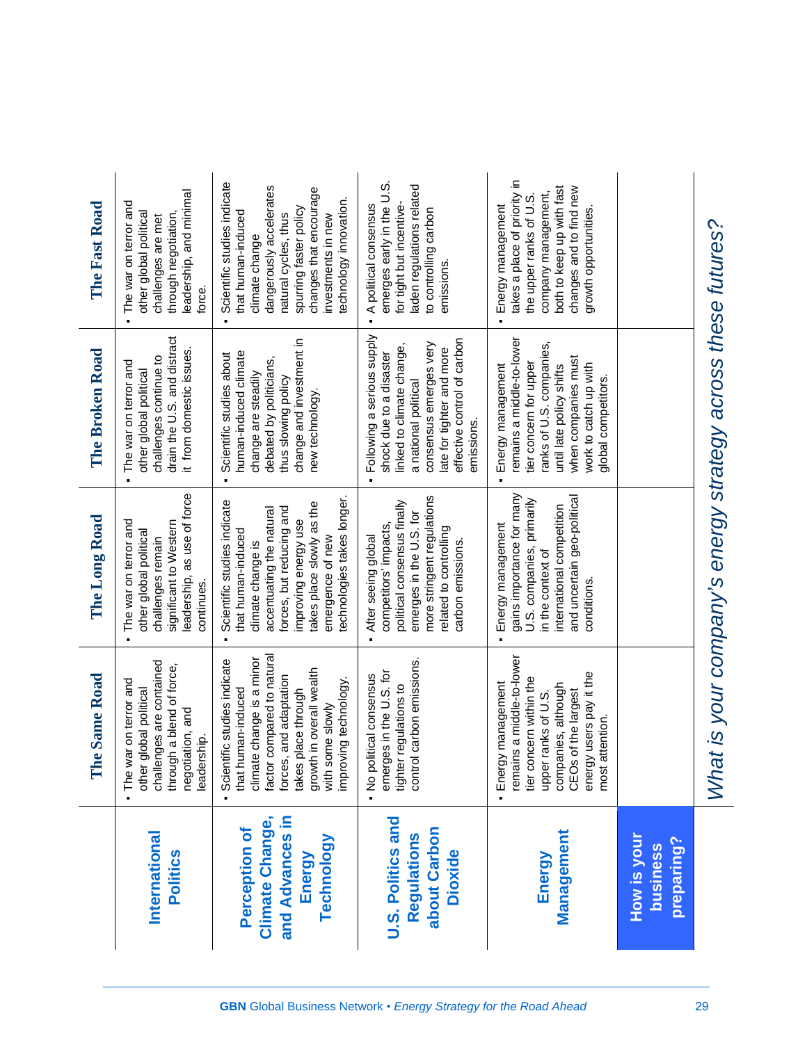| | The Same Road | The Long Road | The Broken Road | The Fast Road |
|---|---|---|---|---|
| **International Politics** | ▪ The war on terror and other global political challenges are contained through a blend of force, negotiation, and leadership. | ▪ The war on terror and other global political challenges remain significant to Western leadership, as use of force continues. | ▪ The war on terror and other global political challenges continue to drain the U.S. and distract it from domestic issues. | ▪ The war on terror and other global political challenges are met through negotiation, leadership, and minimal force. |
| **Perception of Climate Change, and Advances in Energy Technology** | ▪ Scientific studies indicate that human-induced climate change is a minor factor compared to natural forces, and adaptation takes place through growth in overall wealth with some slowly improving technology. | ▪ Scientific studies indicate that human-induced climate change is accentuating the natural forces, but reducing and improving energy use takes place slowly as the emergence of new technologies takes longer. | ▪ Scientific studies about human-induced climate change are steadily debated by politicians, thus slowing policy change and investment in new technology. | ▪ Scientific studies indicate that human-induced climate change dangerously accelerates natural cycles, thus spurring faster policy changes that encourage investments in new technology innovation. |
| **U.S. Politics and Regulations about Carbon Dioxide** | ▪ No political consensus emerges in the U.S. for tighter regulations to control carbon emissions. | ▪ After seeing global competitors' impacts, political consensus finally emerges in the U.S. for more stringent regulations related to controlling carbon emissions. | ▪ Following a serious supply shock due to a disaster linked to climate change, a national political consensus emerges very late for tighter and more effective control of carbon emissions. | ▪ A political consensus emerges early in the U.S. for tight but incentive-laden regulations related to controlling carbon emissions. |
| **Energy Management** | ▪ Energy management remains a middle-to-lower tier concern within the upper ranks of U.S. companies, although CEOs of the largest energy users pay it the most attention. | ▪ Energy management gains importance for many U.S. companies, primarily in the context of international competition and uncertain geo-political conditions. | ▪ Energy management remains a middle-to-lower tier concern for upper ranks of U.S. companies, until late policy shifts when companies must work to catch up with global competitors. | ▪ Energy management takes a place of priority in the upper ranks of U.S. company management, both to keep up with fast changes and to find new growth opportunities. |
| **How is your business preparing?** | | | | |

*What is your company's energy strategy across these futures?*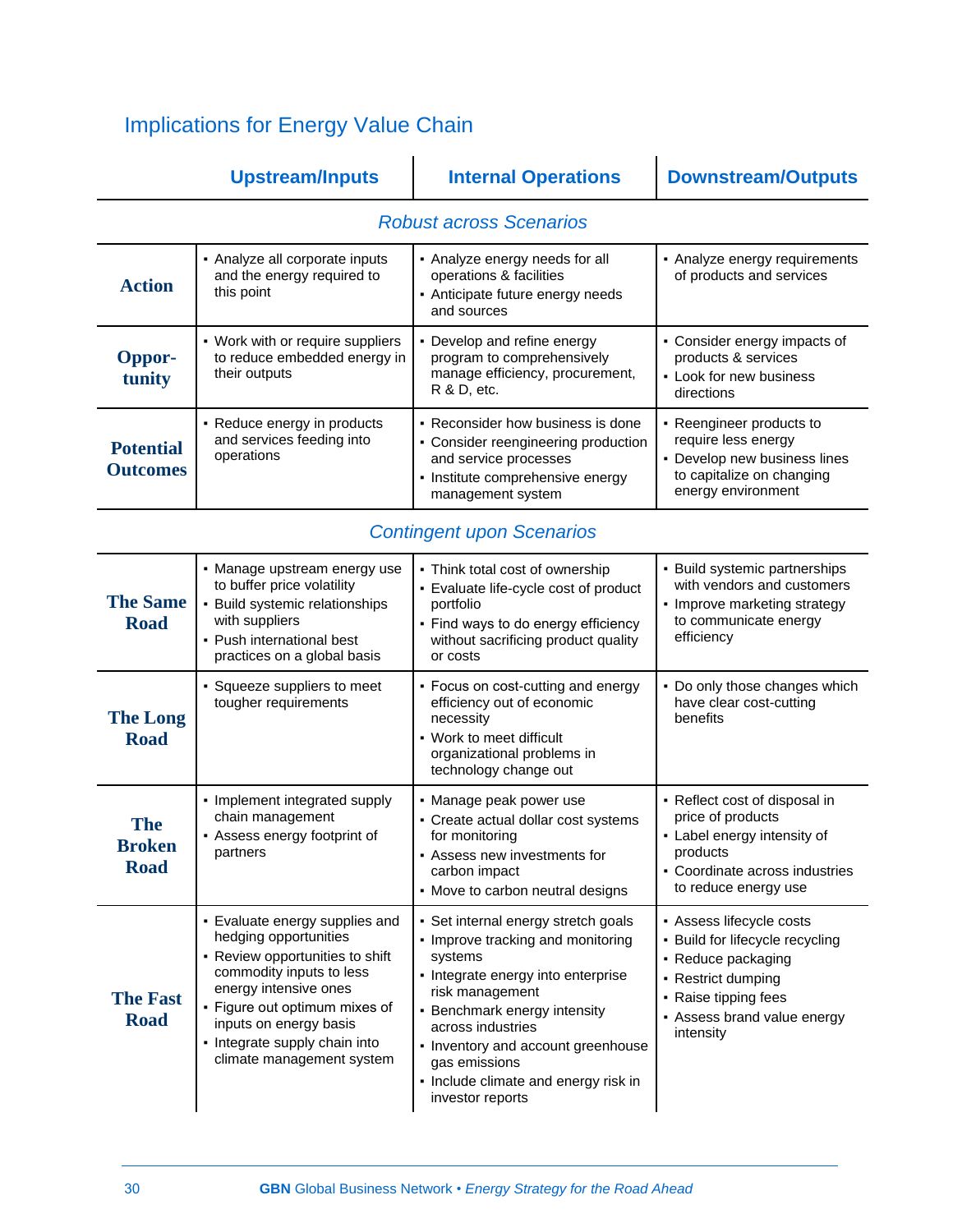## Implications for Energy Value Chain

| | Upstream/Inputs | Internal Operations | Downstream/Outputs |
|---|---|---|---|
| | ***Robust across Scenarios*** | | |
| **Action** | ▪ Analyze all corporate inputs and the energy required to this point | ▪ Analyze energy needs for all operations & facilities<br>▪ Anticipate future energy needs and sources | ▪ Analyze energy requirements of products and services |
| **Oppor-tunity** | ▪ Work with or require suppliers to reduce embedded energy in their outputs | ▪ Develop and refine energy program to comprehensively manage efficiency, procurement, R & D, etc. | ▪ Consider energy impacts of products & services<br>▪ Look for new business directions |
| **Potential Outcomes** | ▪ Reduce energy in products and services feeding into operations | ▪ Reconsider how business is done<br>▪ Consider reengineering production and service processes<br>▪ Institute comprehensive energy management system | ▪ Reengineer products to require less energy<br>▪ Develop new business lines to capitalize on changing energy environment |
| | ***Contingent upon Scenarios*** | | |
| **The Same Road** | ▪ Manage upstream energy use to buffer price volatility<br>▪ Build systemic relationships with suppliers<br>▪ Push international best practices on a global basis | ▪ Think total cost of ownership<br>▪ Evaluate life-cycle cost of product portfolio<br>▪ Find ways to do energy efficiency without sacrificing product quality or costs | ▪ Build systemic partnerships with vendors and customers<br>▪ Improve marketing strategy to communicate energy efficiency |
| **The Long Road** | ▪ Squeeze suppliers to meet tougher requirements | ▪ Focus on cost-cutting and energy efficiency out of economic necessity<br>▪ Work to meet difficult organizational problems in technology change out | ▪ Do only those changes which have clear cost-cutting benefits |
| **The Broken Road** | ▪ Implement integrated supply chain management<br>▪ Assess energy footprint of partners | ▪ Manage peak power use<br>▪ Create actual dollar cost systems for monitoring<br>▪ Assess new investments for carbon impact<br>▪ Move to carbon neutral designs | ▪ Reflect cost of disposal in price of products<br>▪ Label energy intensity of products<br>▪ Coordinate across industries to reduce energy use |
| **The Fast Road** | ▪ Evaluate energy supplies and hedging opportunities<br>▪ Review opportunities to shift commodity inputs to less energy intensive ones<br>▪ Figure out optimum mixes of inputs on energy basis<br>▪ Integrate supply chain into climate management system | ▪ Set internal energy stretch goals<br>▪ Improve tracking and monitoring systems<br>▪ Integrate energy into enterprise risk management<br>▪ Benchmark energy intensity across industries<br>▪ Inventory and account greenhouse gas emissions<br>▪ Include climate and energy risk in investor reports | ▪ Assess lifecycle costs<br>▪ Build for lifecycle recycling<br>▪ Reduce packaging<br>▪ Restrict dumping<br>▪ Raise tipping fees<br>▪ Assess brand value energy intensity |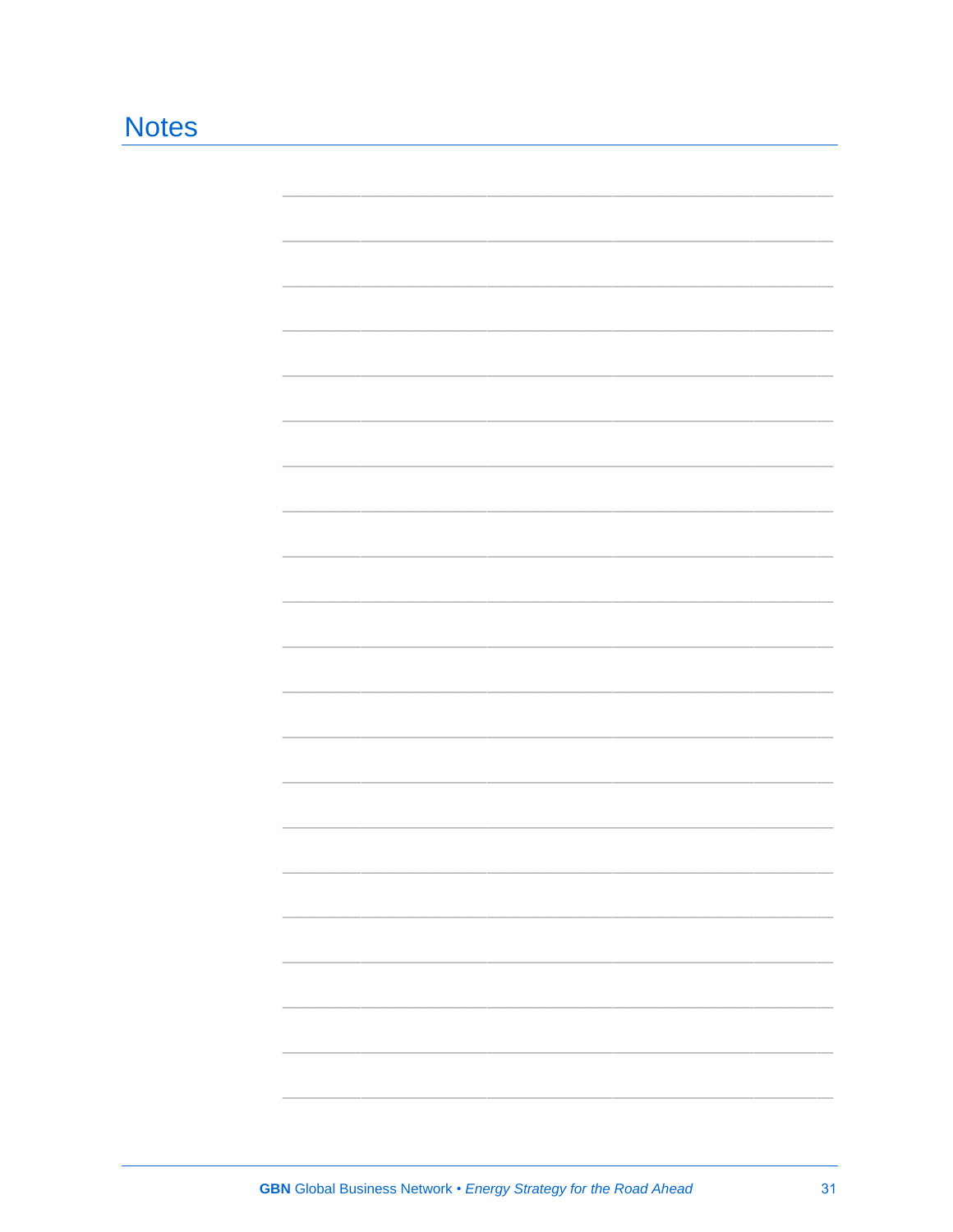# Notes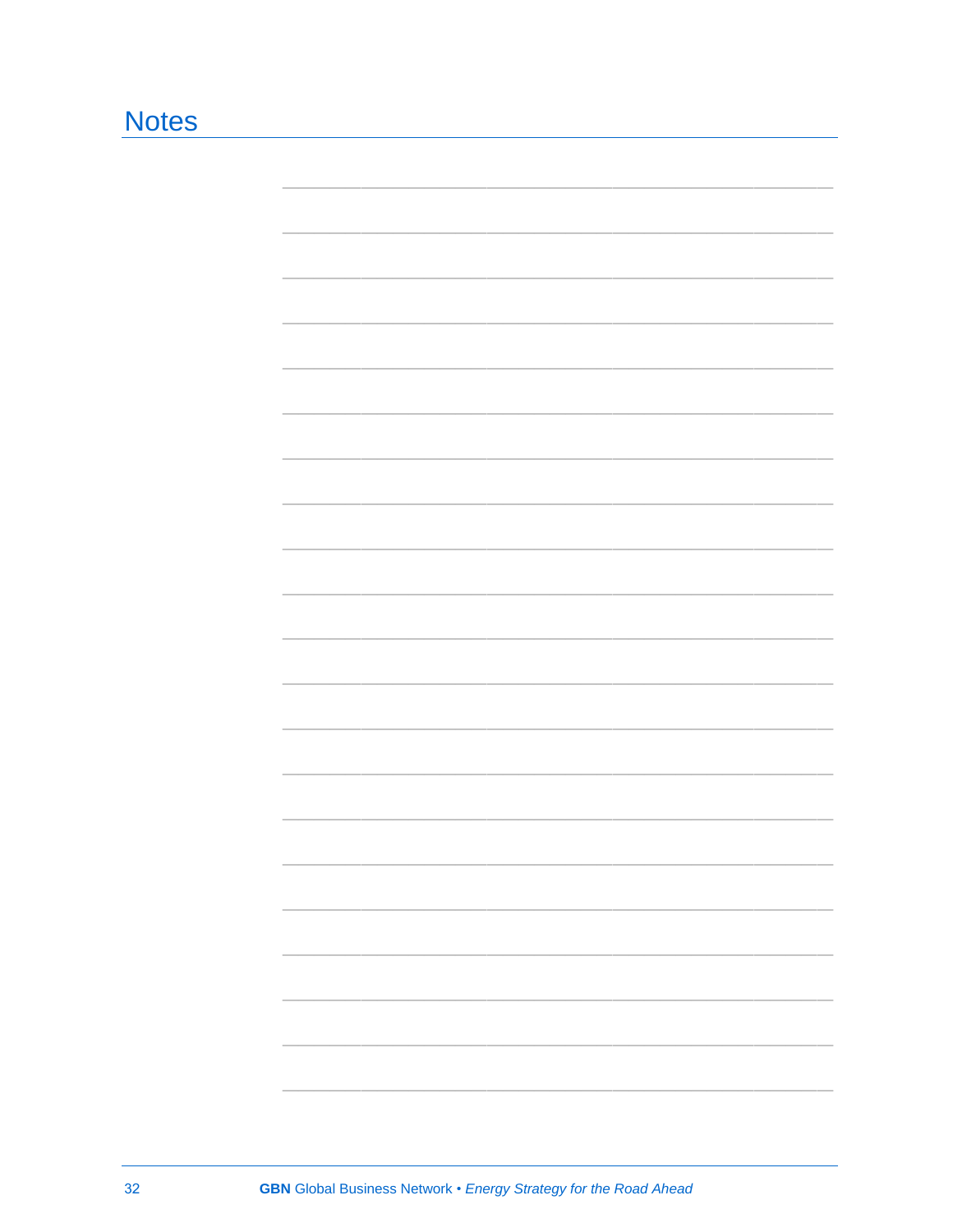# Notes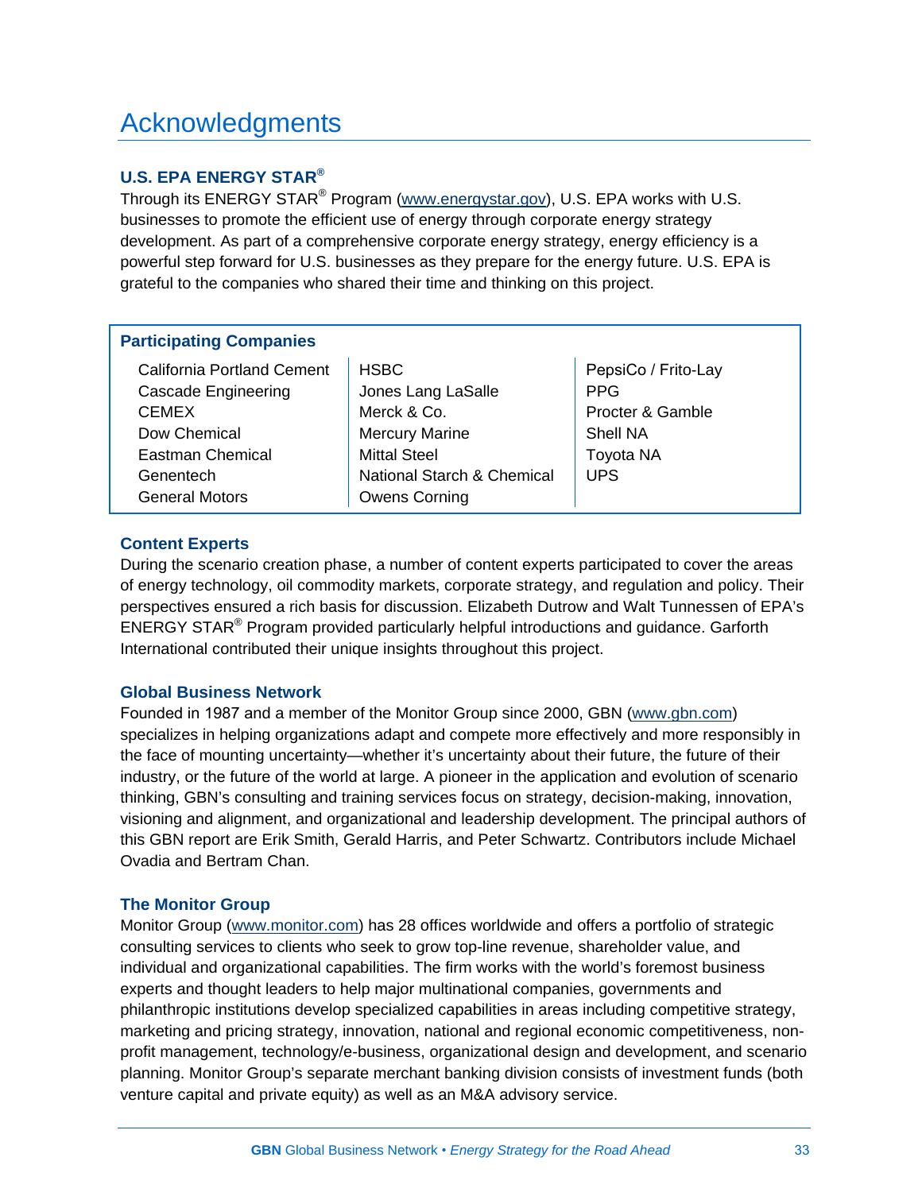# Acknowledgments

### U.S. EPA ENERGY STAR®

Through its ENERGY STAR® Program (www.energystar.gov), U.S. EPA works with U.S. businesses to promote the efficient use of energy through corporate energy strategy development. As part of a comprehensive corporate energy strategy, energy efficiency is a powerful step forward for U.S. businesses as they prepare for the energy future. U.S. EPA is grateful to the companies who shared their time and thinking on this project.

### Participating Companies

| | | |
|---|---|---|
| California Portland Cement | HSBC | PepsiCo / Frito-Lay |
| Cascade Engineering | Jones Lang LaSalle | PPG |
| CEMEX | Merck & Co. | Procter & Gamble |
| Dow Chemical | Mercury Marine | Shell NA |
| Eastman Chemical | Mittal Steel | Toyota NA |
| Genentech | National Starch & Chemical | UPS |
| General Motors | Owens Corning | |

### Content Experts

During the scenario creation phase, a number of content experts participated to cover the areas of energy technology, oil commodity markets, corporate strategy, and regulation and policy. Their perspectives ensured a rich basis for discussion. Elizabeth Dutrow and Walt Tunnessen of EPA's ENERGY STAR® Program provided particularly helpful introductions and guidance. Garforth International contributed their unique insights throughout this project.

### Global Business Network

Founded in 1987 and a member of the Monitor Group since 2000, GBN (www.gbn.com) specializes in helping organizations adapt and compete more effectively and more responsibly in the face of mounting uncertainty—whether it's uncertainty about their future, the future of their industry, or the future of the world at large. A pioneer in the application and evolution of scenario thinking, GBN's consulting and training services focus on strategy, decision-making, innovation, visioning and alignment, and organizational and leadership development. The principal authors of this GBN report are Erik Smith, Gerald Harris, and Peter Schwartz. Contributors include Michael Ovadia and Bertram Chan.

### The Monitor Group

Monitor Group (www.monitor.com) has 28 offices worldwide and offers a portfolio of strategic consulting services to clients who seek to grow top-line revenue, shareholder value, and individual and organizational capabilities. The firm works with the world's foremost business experts and thought leaders to help major multinational companies, governments and philanthropic institutions develop specialized capabilities in areas including competitive strategy, marketing and pricing strategy, innovation, national and regional economic competitiveness, non-profit management, technology/e-business, organizational design and development, and scenario planning. Monitor Group's separate merchant banking division consists of investment funds (both venture capital and private equity) as well as an M&A advisory service.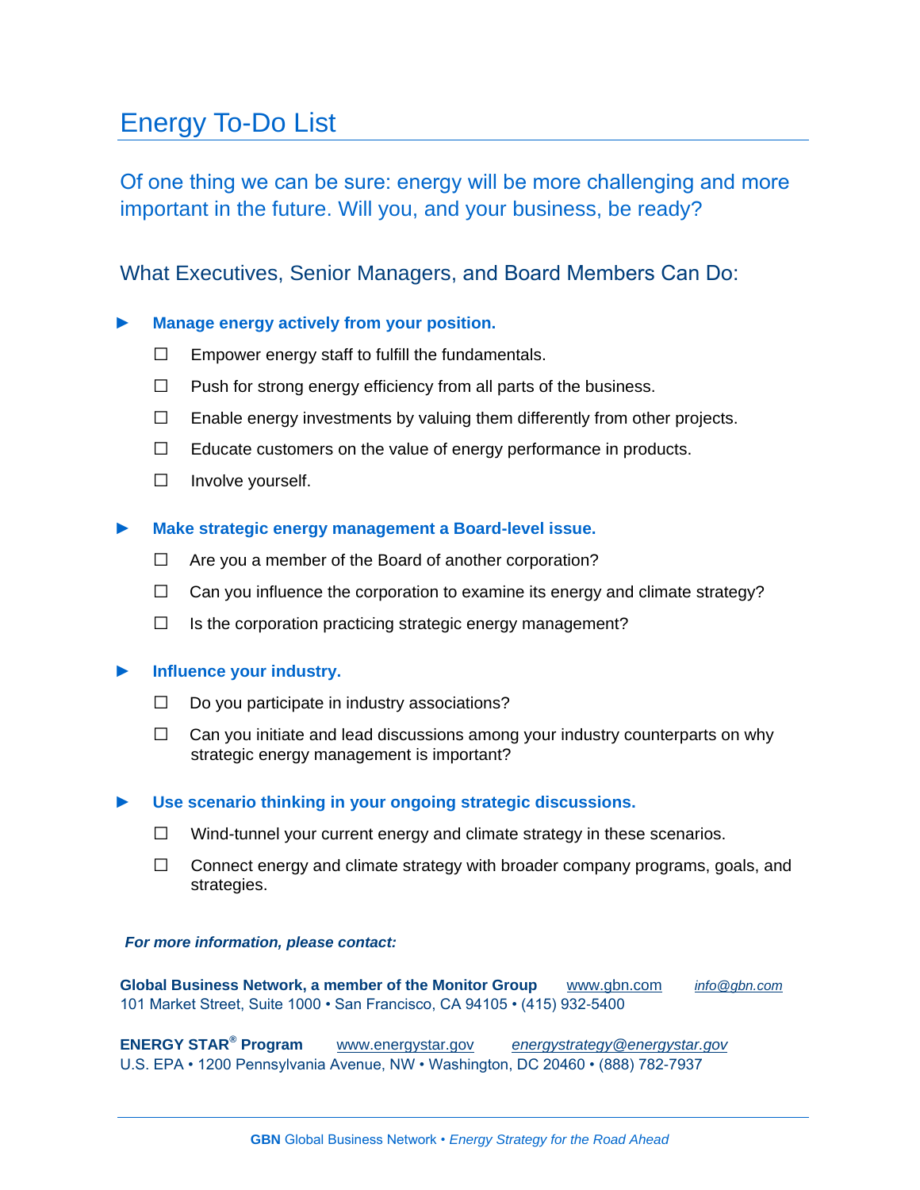# Energy To-Do List

Of one thing we can be sure: energy will be more challenging and more important in the future. Will you, and your business, be ready?

## What Executives, Senior Managers, and Board Members Can Do:

► **Manage energy actively from your position.**

- ☐ Empower energy staff to fulfill the fundamentals.
- ☐ Push for strong energy efficiency from all parts of the business.
- ☐ Enable energy investments by valuing them differently from other projects.
- ☐ Educate customers on the value of energy performance in products.
- ☐ Involve yourself.

► **Make strategic energy management a Board-level issue.**

- ☐ Are you a member of the Board of another corporation?
- ☐ Can you influence the corporation to examine its energy and climate strategy?
- ☐ Is the corporation practicing strategic energy management?

► **Influence your industry.**

- ☐ Do you participate in industry associations?
- ☐ Can you initiate and lead discussions among your industry counterparts on why strategic energy management is important?

► **Use scenario thinking in your ongoing strategic discussions.**

- ☐ Wind-tunnel your current energy and climate strategy in these scenarios.
- ☐ Connect energy and climate strategy with broader company programs, goals, and strategies.

***For more information, please contact:***

**Global Business Network, a member of the Monitor Group** www.gbn.com *info@gbn.com*
101 Market Street, Suite 1000 • San Francisco, CA 94105 • (415) 932-5400

**ENERGY STAR® Program** www.energystar.gov *energystrategy@energystar.gov*
U.S. EPA • 1200 Pennsylvania Avenue, NW • Washington, DC 20460 • (888) 782-7937